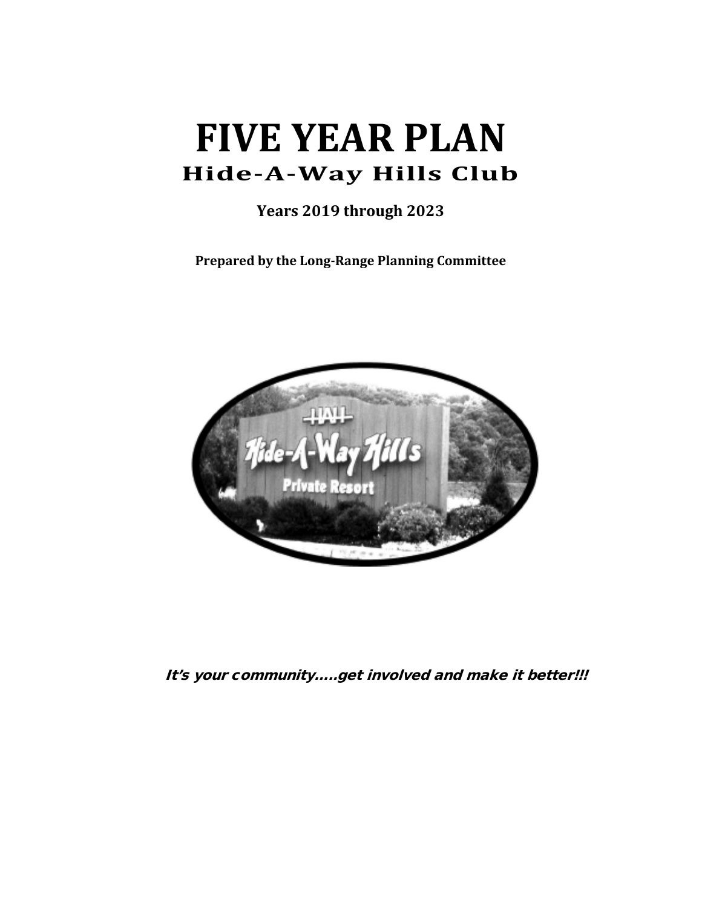# FIVE YEAR PLAN

## Hide-A-Way Hills Club

**Years 2019 through 2023**

**Prepared by the Long-Range Planning Committee**

*It's your community.....get involved and make it better!!!*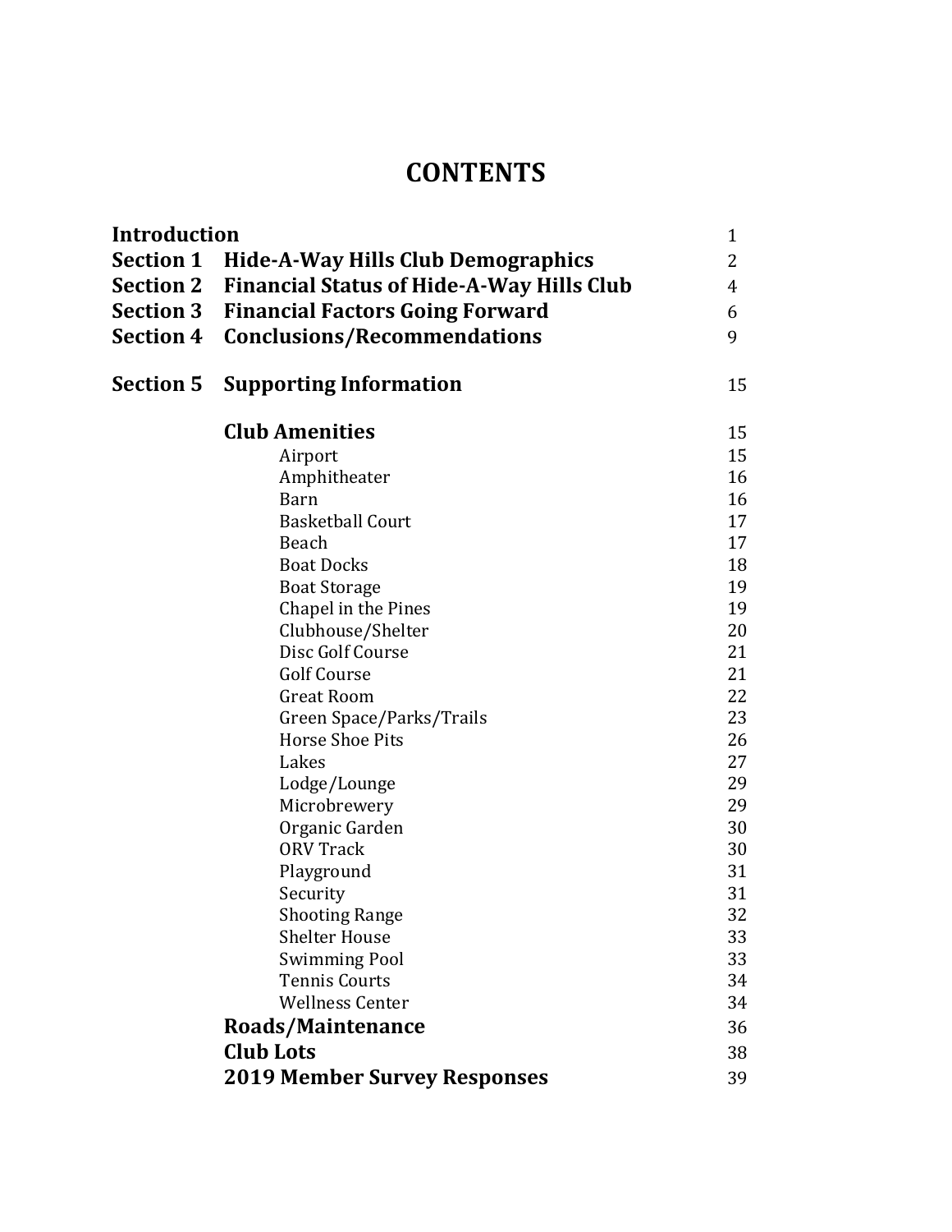# CONTENTS

| | | |
|---|---|---|
| **Introduction** | | 1 |
| **Section 1** | **Hide-A-Way Hills Club Demographics** | 2 |
| **Section 2** | **Financial Status of Hide-A-Way Hills Club** | 4 |
| **Section 3** | **Financial Factors Going Forward** | 6 |
| **Section 4** | **Conclusions/Recommendations** | 9 |
| **Section 5** | **Supporting Information** | 15 |
| | **Club Amenities** | 15 |
| | Airport | 15 |
| | Amphitheater | 16 |
| | Barn | 16 |
| | Basketball Court | 17 |
| | Beach | 17 |
| | Boat Docks | 18 |
| | Boat Storage | 19 |
| | Chapel in the Pines | 19 |
| | Clubhouse/Shelter | 20 |
| | Disc Golf Course | 21 |
| | Golf Course | 21 |
| | Great Room | 22 |
| | Green Space/Parks/Trails | 23 |
| | Horse Shoe Pits | 26 |
| | Lakes | 27 |
| | Lodge/Lounge | 29 |
| | Microbrewery | 29 |
| | Organic Garden | 30 |
| | ORV Track | 30 |
| | Playground | 31 |
| | Security | 31 |
| | Shooting Range | 32 |
| | Shelter House | 33 |
| | Swimming Pool | 33 |
| | Tennis Courts | 34 |
| | Wellness Center | 34 |
| | **Roads/Maintenance** | 36 |
| | **Club Lots** | 38 |
| | **2019 Member Survey Responses** | 39 |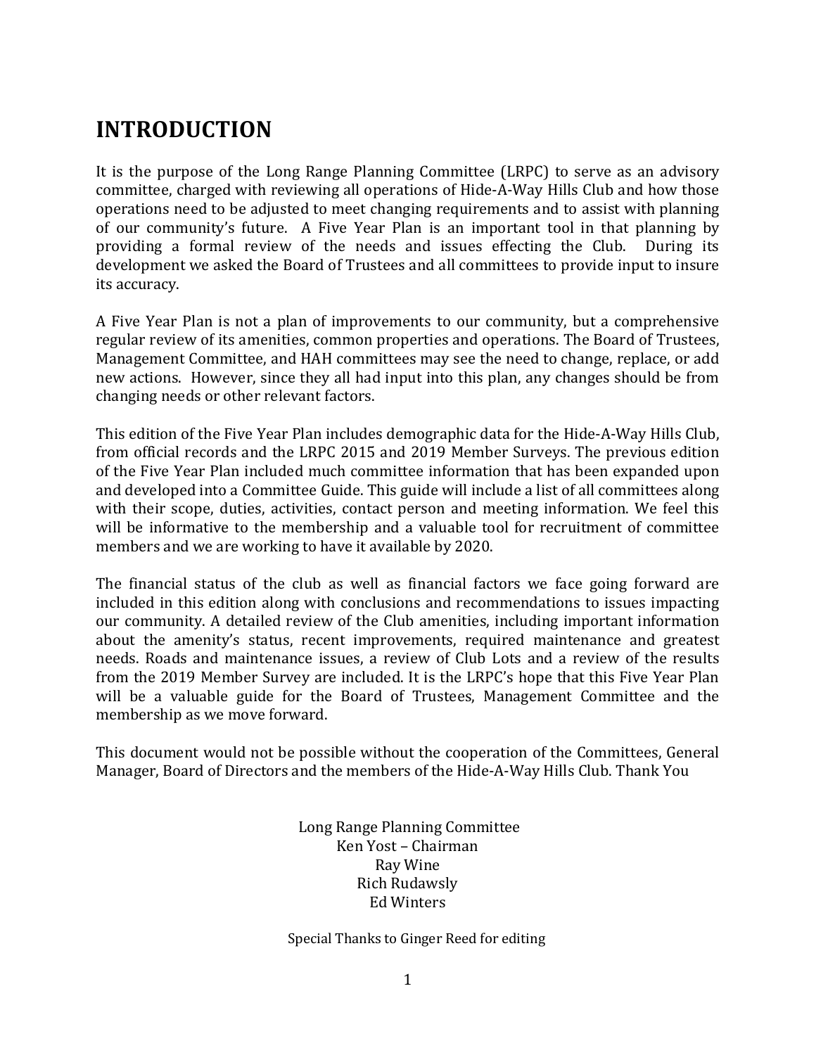# INTRODUCTION

It is the purpose of the Long Range Planning Committee (LRPC) to serve as an advisory committee, charged with reviewing all operations of Hide-A-Way Hills Club and how those operations need to be adjusted to meet changing requirements and to assist with planning of our community's future. A Five Year Plan is an important tool in that planning by providing a formal review of the needs and issues effecting the Club. During its development we asked the Board of Trustees and all committees to provide input to insure its accuracy.

A Five Year Plan is not a plan of improvements to our community, but a comprehensive regular review of its amenities, common properties and operations. The Board of Trustees, Management Committee, and HAH committees may see the need to change, replace, or add new actions. However, since they all had input into this plan, any changes should be from changing needs or other relevant factors.

This edition of the Five Year Plan includes demographic data for the Hide-A-Way Hills Club, from official records and the LRPC 2015 and 2019 Member Surveys. The previous edition of the Five Year Plan included much committee information that has been expanded upon and developed into a Committee Guide. This guide will include a list of all committees along with their scope, duties, activities, contact person and meeting information. We feel this will be informative to the membership and a valuable tool for recruitment of committee members and we are working to have it available by 2020.

The financial status of the club as well as financial factors we face going forward are included in this edition along with conclusions and recommendations to issues impacting our community. A detailed review of the Club amenities, including important information about the amenity's status, recent improvements, required maintenance and greatest needs. Roads and maintenance issues, a review of Club Lots and a review of the results from the 2019 Member Survey are included. It is the LRPC's hope that this Five Year Plan will be a valuable guide for the Board of Trustees, Management Committee and the membership as we move forward.

This document would not be possible without the cooperation of the Committees, General Manager, Board of Directors and the members of the Hide-A-Way Hills Club. Thank You

Long Range Planning Committee
Ken Yost – Chairman
Ray Wine
Rich Rudawsly
Ed Winters

Special Thanks to Ginger Reed for editing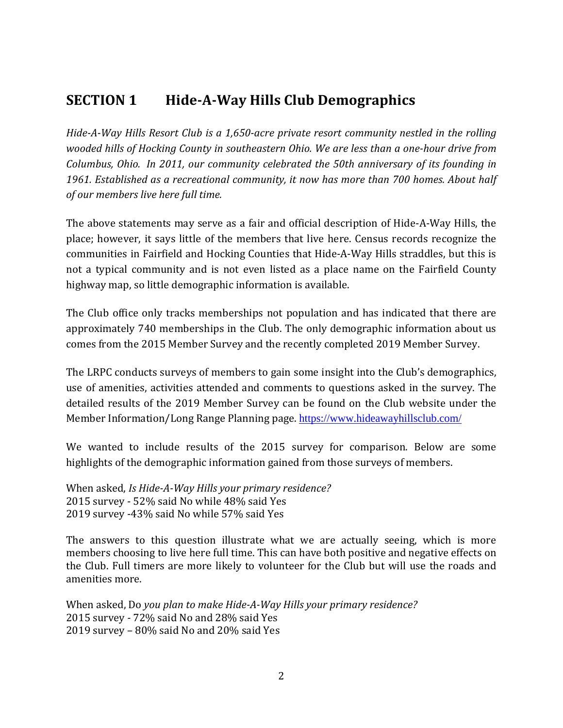# SECTION 1 Hide-A-Way Hills Club Demographics

*Hide-A-Way Hills Resort Club is a 1,650-acre private resort community nestled in the rolling wooded hills of Hocking County in southeastern Ohio. We are less than a one-hour drive from Columbus, Ohio. In 2011, our community celebrated the 50th anniversary of its founding in 1961. Established as a recreational community, it now has more than 700 homes. About half of our members live here full time.*

The above statements may serve as a fair and official description of Hide-A-Way Hills, the place; however, it says little of the members that live here. Census records recognize the communities in Fairfield and Hocking Counties that Hide-A-Way Hills straddles, but this is not a typical community and is not even listed as a place name on the Fairfield County highway map, so little demographic information is available.

The Club office only tracks memberships not population and has indicated that there are approximately 740 memberships in the Club. The only demographic information about us comes from the 2015 Member Survey and the recently completed 2019 Member Survey.

The LRPC conducts surveys of members to gain some insight into the Club's demographics, use of amenities, activities attended and comments to questions asked in the survey. The detailed results of the 2019 Member Survey can be found on the Club website under the Member Information/Long Range Planning page. https://www.hideawayhillsclub.com/

We wanted to include results of the 2015 survey for comparison. Below are some highlights of the demographic information gained from those surveys of members.

When asked, *Is Hide-A-Way Hills your primary residence?*
2015 survey - 52% said No while 48% said Yes
2019 survey -43% said No while 57% said Yes

The answers to this question illustrate what we are actually seeing, which is more members choosing to live here full time. This can have both positive and negative effects on the Club. Full timers are more likely to volunteer for the Club but will use the roads and amenities more.

When asked, Do *you plan to make Hide-A-Way Hills your primary residence?*
2015 survey - 72% said No and 28% said Yes
2019 survey – 80% said No and 20% said Yes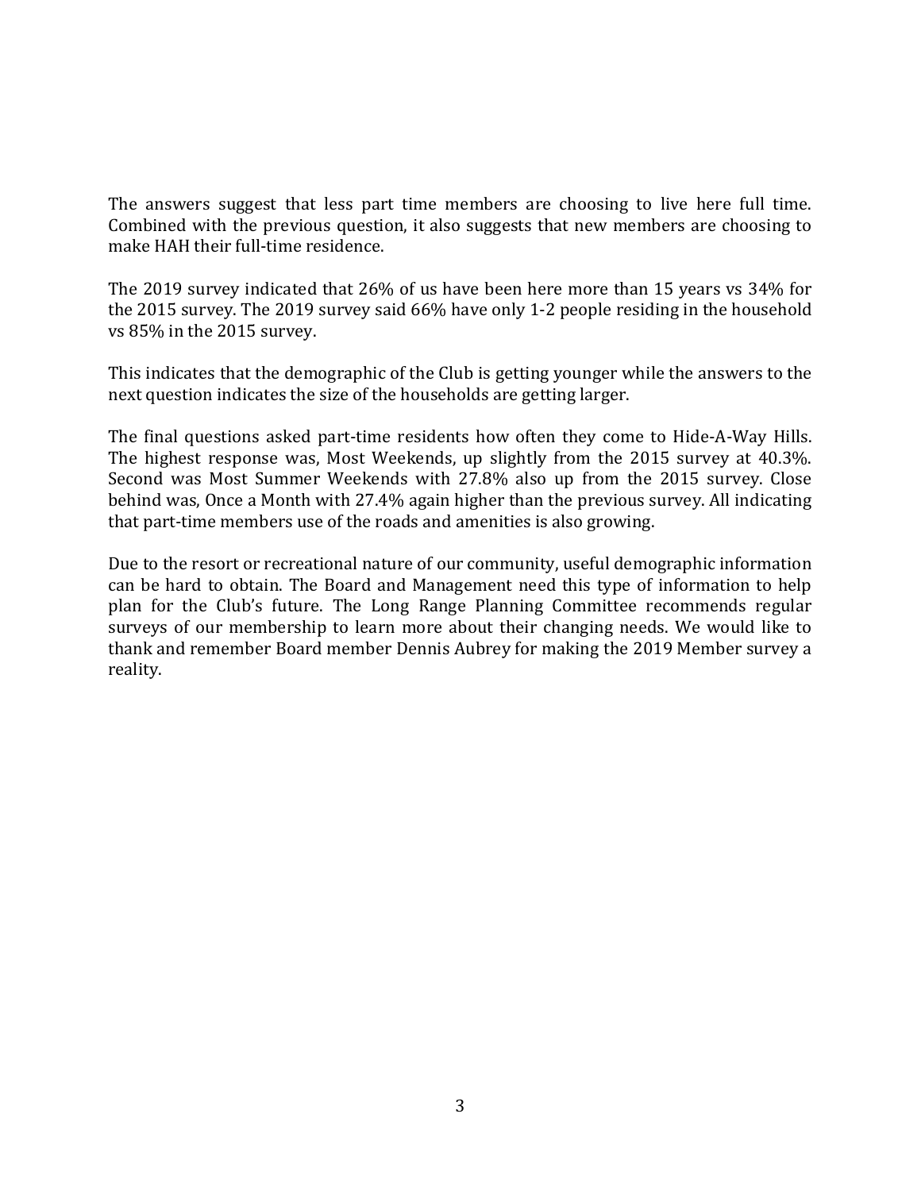The answers suggest that less part time members are choosing to live here full time. Combined with the previous question, it also suggests that new members are choosing to make HAH their full-time residence.

The 2019 survey indicated that 26% of us have been here more than 15 years vs 34% for the 2015 survey. The 2019 survey said 66% have only 1-2 people residing in the household vs 85% in the 2015 survey.

This indicates that the demographic of the Club is getting younger while the answers to the next question indicates the size of the households are getting larger.

The final questions asked part-time residents how often they come to Hide-A-Way Hills. The highest response was, Most Weekends, up slightly from the 2015 survey at 40.3%. Second was Most Summer Weekends with 27.8% also up from the 2015 survey. Close behind was, Once a Month with 27.4% again higher than the previous survey. All indicating that part-time members use of the roads and amenities is also growing.

Due to the resort or recreational nature of our community, useful demographic information can be hard to obtain. The Board and Management need this type of information to help plan for the Club's future. The Long Range Planning Committee recommends regular surveys of our membership to learn more about their changing needs. We would like to thank and remember Board member Dennis Aubrey for making the 2019 Member survey a reality.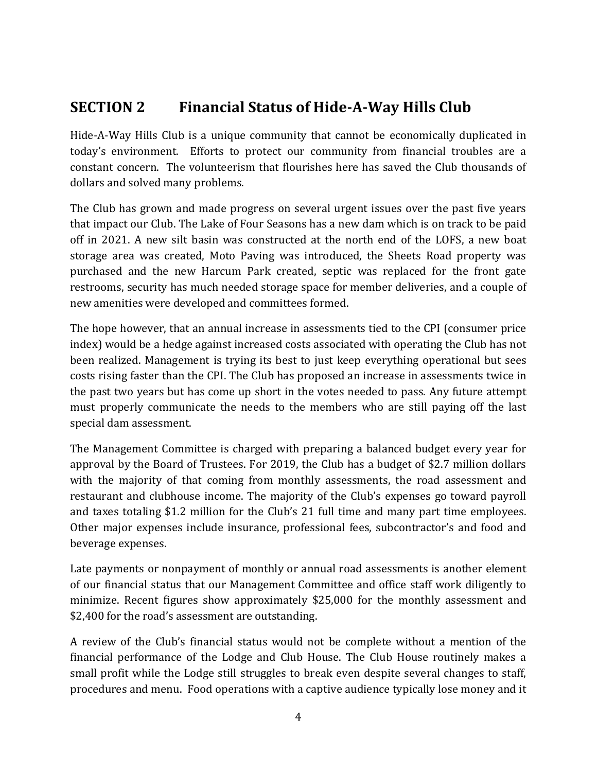## SECTION 2 Financial Status of Hide-A-Way Hills Club

Hide-A-Way Hills Club is a unique community that cannot be economically duplicated in today's environment. Efforts to protect our community from financial troubles are a constant concern. The volunteerism that flourishes here has saved the Club thousands of dollars and solved many problems.

The Club has grown and made progress on several urgent issues over the past five years that impact our Club. The Lake of Four Seasons has a new dam which is on track to be paid off in 2021. A new silt basin was constructed at the north end of the LOFS, a new boat storage area was created, Moto Paving was introduced, the Sheets Road property was purchased and the new Harcum Park created, septic was replaced for the front gate restrooms, security has much needed storage space for member deliveries, and a couple of new amenities were developed and committees formed.

The hope however, that an annual increase in assessments tied to the CPI (consumer price index) would be a hedge against increased costs associated with operating the Club has not been realized. Management is trying its best to just keep everything operational but sees costs rising faster than the CPI. The Club has proposed an increase in assessments twice in the past two years but has come up short in the votes needed to pass. Any future attempt must properly communicate the needs to the members who are still paying off the last special dam assessment.

The Management Committee is charged with preparing a balanced budget every year for approval by the Board of Trustees. For 2019, the Club has a budget of $2.7 million dollars with the majority of that coming from monthly assessments, the road assessment and restaurant and clubhouse income. The majority of the Club's expenses go toward payroll and taxes totaling $1.2 million for the Club's 21 full time and many part time employees. Other major expenses include insurance, professional fees, subcontractor's and food and beverage expenses.

Late payments or nonpayment of monthly or annual road assessments is another element of our financial status that our Management Committee and office staff work diligently to minimize. Recent figures show approximately $25,000 for the monthly assessment and $2,400 for the road's assessment are outstanding.

A review of the Club's financial status would not be complete without a mention of the financial performance of the Lodge and Club House. The Club House routinely makes a small profit while the Lodge still struggles to break even despite several changes to staff, procedures and menu. Food operations with a captive audience typically lose money and it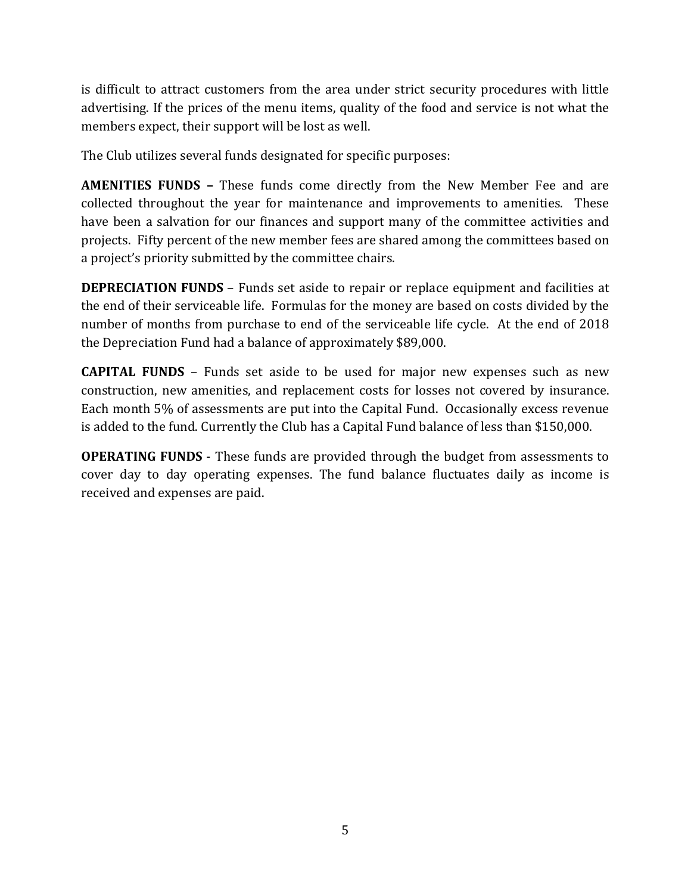is difficult to attract customers from the area under strict security procedures with little advertising. If the prices of the menu items, quality of the food and service is not what the members expect, their support will be lost as well.

The Club utilizes several funds designated for specific purposes:

**AMENITIES FUNDS –** These funds come directly from the New Member Fee and are collected throughout the year for maintenance and improvements to amenities. These have been a salvation for our finances and support many of the committee activities and projects. Fifty percent of the new member fees are shared among the committees based on a project's priority submitted by the committee chairs.

**DEPRECIATION FUNDS** – Funds set aside to repair or replace equipment and facilities at the end of their serviceable life. Formulas for the money are based on costs divided by the number of months from purchase to end of the serviceable life cycle. At the end of 2018 the Depreciation Fund had a balance of approximately $89,000.

**CAPITAL FUNDS** – Funds set aside to be used for major new expenses such as new construction, new amenities, and replacement costs for losses not covered by insurance. Each month 5% of assessments are put into the Capital Fund. Occasionally excess revenue is added to the fund. Currently the Club has a Capital Fund balance of less than $150,000.

**OPERATING FUNDS** - These funds are provided through the budget from assessments to cover day to day operating expenses. The fund balance fluctuates daily as income is received and expenses are paid.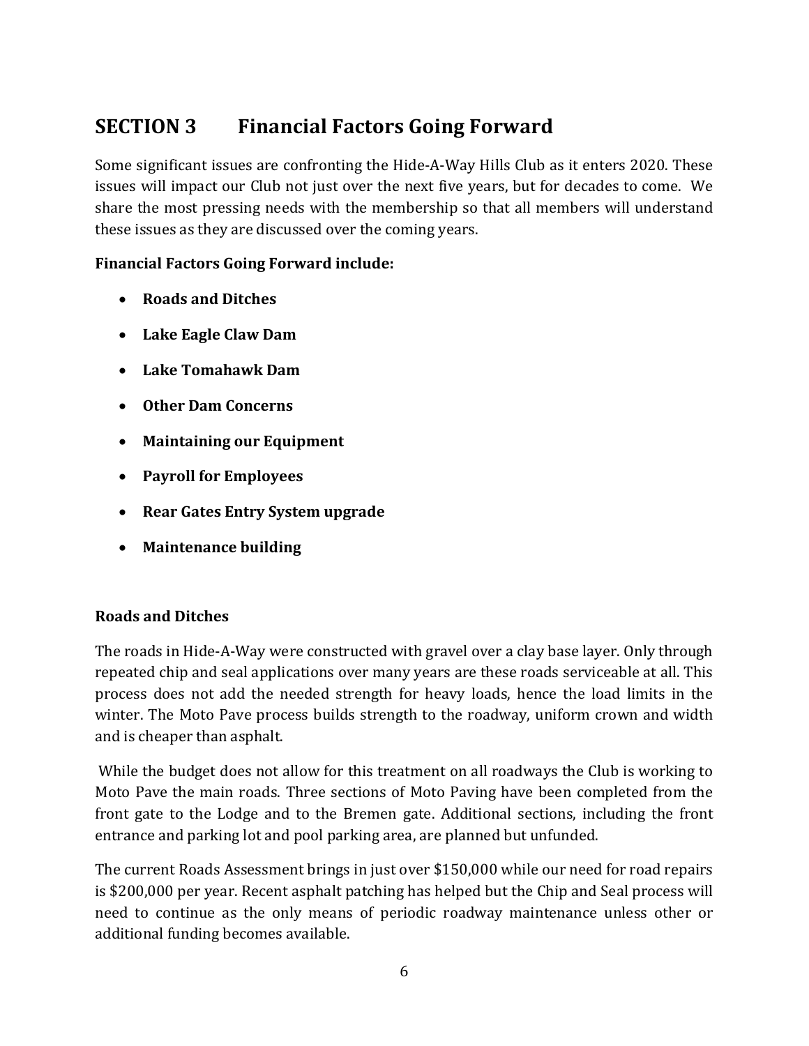## SECTION 3 Financial Factors Going Forward

Some significant issues are confronting the Hide-A-Way Hills Club as it enters 2020. These issues will impact our Club not just over the next five years, but for decades to come. We share the most pressing needs with the membership so that all members will understand these issues as they are discussed over the coming years.

**Financial Factors Going Forward include:**

- **Roads and Ditches**
- **Lake Eagle Claw Dam**
- **Lake Tomahawk Dam**
- **Other Dam Concerns**
- **Maintaining our Equipment**
- **Payroll for Employees**
- **Rear Gates Entry System upgrade**
- **Maintenance building**

**Roads and Ditches**

The roads in Hide-A-Way were constructed with gravel over a clay base layer. Only through repeated chip and seal applications over many years are these roads serviceable at all. This process does not add the needed strength for heavy loads, hence the load limits in the winter. The Moto Pave process builds strength to the roadway, uniform crown and width and is cheaper than asphalt.

While the budget does not allow for this treatment on all roadways the Club is working to Moto Pave the main roads. Three sections of Moto Paving have been completed from the front gate to the Lodge and to the Bremen gate. Additional sections, including the front entrance and parking lot and pool parking area, are planned but unfunded.

The current Roads Assessment brings in just over $150,000 while our need for road repairs is $200,000 per year. Recent asphalt patching has helped but the Chip and Seal process will need to continue as the only means of periodic roadway maintenance unless other or additional funding becomes available.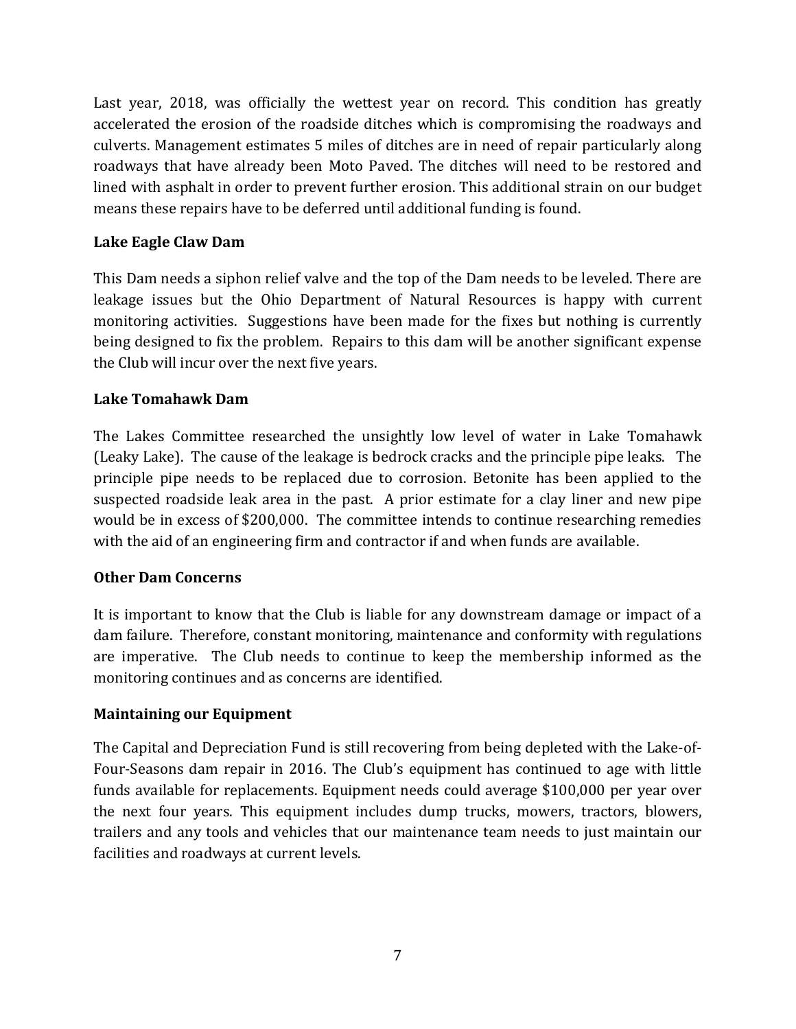Last year, 2018, was officially the wettest year on record. This condition has greatly accelerated the erosion of the roadside ditches which is compromising the roadways and culverts. Management estimates 5 miles of ditches are in need of repair particularly along roadways that have already been Moto Paved. The ditches will need to be restored and lined with asphalt in order to prevent further erosion. This additional strain on our budget means these repairs have to be deferred until additional funding is found.

**Lake Eagle Claw Dam**

This Dam needs a siphon relief valve and the top of the Dam needs to be leveled. There are leakage issues but the Ohio Department of Natural Resources is happy with current monitoring activities. Suggestions have been made for the fixes but nothing is currently being designed to fix the problem. Repairs to this dam will be another significant expense the Club will incur over the next five years.

**Lake Tomahawk Dam**

The Lakes Committee researched the unsightly low level of water in Lake Tomahawk (Leaky Lake). The cause of the leakage is bedrock cracks and the principle pipe leaks. The principle pipe needs to be replaced due to corrosion. Betonite has been applied to the suspected roadside leak area in the past. A prior estimate for a clay liner and new pipe would be in excess of $200,000. The committee intends to continue researching remedies with the aid of an engineering firm and contractor if and when funds are available.

**Other Dam Concerns**

It is important to know that the Club is liable for any downstream damage or impact of a dam failure. Therefore, constant monitoring, maintenance and conformity with regulations are imperative. The Club needs to continue to keep the membership informed as the monitoring continues and as concerns are identified.

**Maintaining our Equipment**

The Capital and Depreciation Fund is still recovering from being depleted with the Lake-of-Four-Seasons dam repair in 2016. The Club's equipment has continued to age with little funds available for replacements. Equipment needs could average $100,000 per year over the next four years. This equipment includes dump trucks, mowers, tractors, blowers, trailers and any tools and vehicles that our maintenance team needs to just maintain our facilities and roadways at current levels.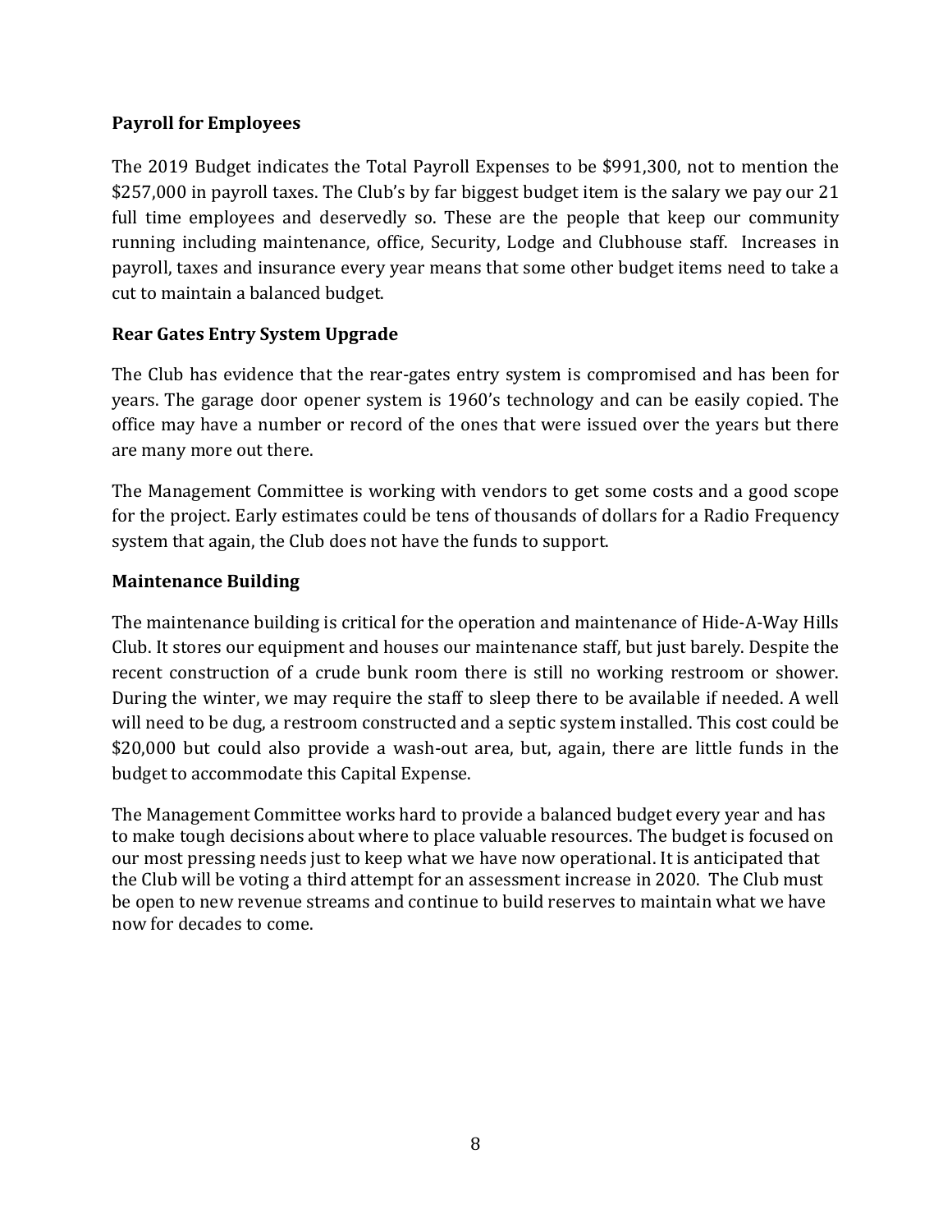**Payroll for Employees**

The 2019 Budget indicates the Total Payroll Expenses to be $991,300, not to mention the $257,000 in payroll taxes. The Club's by far biggest budget item is the salary we pay our 21 full time employees and deservedly so. These are the people that keep our community running including maintenance, office, Security, Lodge and Clubhouse staff. Increases in payroll, taxes and insurance every year means that some other budget items need to take a cut to maintain a balanced budget.

**Rear Gates Entry System Upgrade**

The Club has evidence that the rear-gates entry system is compromised and has been for years. The garage door opener system is 1960's technology and can be easily copied. The office may have a number or record of the ones that were issued over the years but there are many more out there.

The Management Committee is working with vendors to get some costs and a good scope for the project. Early estimates could be tens of thousands of dollars for a Radio Frequency system that again, the Club does not have the funds to support.

**Maintenance Building**

The maintenance building is critical for the operation and maintenance of Hide-A-Way Hills Club. It stores our equipment and houses our maintenance staff, but just barely. Despite the recent construction of a crude bunk room there is still no working restroom or shower. During the winter, we may require the staff to sleep there to be available if needed. A well will need to be dug, a restroom constructed and a septic system installed. This cost could be $20,000 but could also provide a wash-out area, but, again, there are little funds in the budget to accommodate this Capital Expense.

The Management Committee works hard to provide a balanced budget every year and has to make tough decisions about where to place valuable resources. The budget is focused on our most pressing needs just to keep what we have now operational. It is anticipated that the Club will be voting a third attempt for an assessment increase in 2020. The Club must be open to new revenue streams and continue to build reserves to maintain what we have now for decades to come.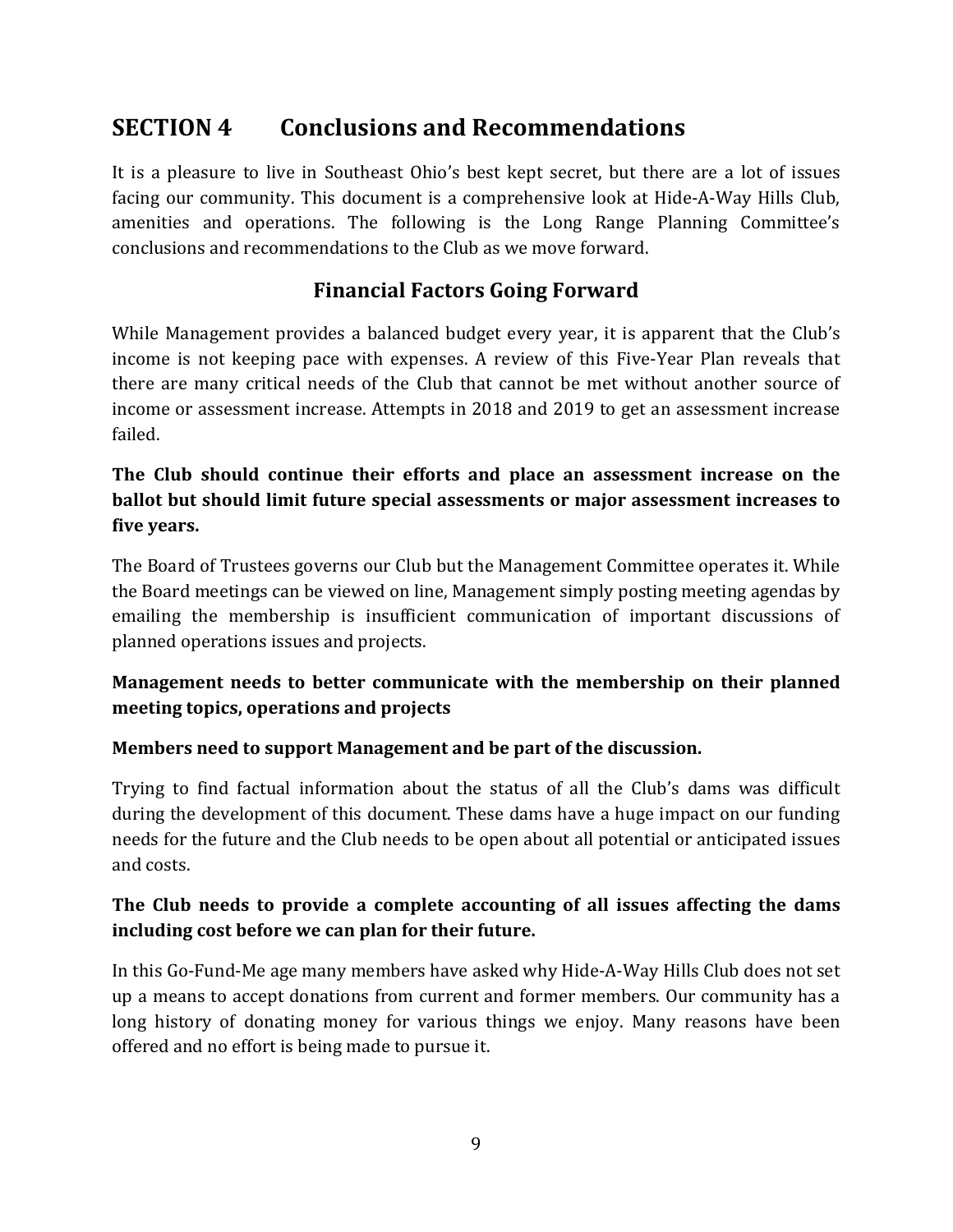# SECTION 4 Conclusions and Recommendations

It is a pleasure to live in Southeast Ohio's best kept secret, but there are a lot of issues facing our community. This document is a comprehensive look at Hide-A-Way Hills Club, amenities and operations. The following is the Long Range Planning Committee's conclusions and recommendations to the Club as we move forward.

## Financial Factors Going Forward

While Management provides a balanced budget every year, it is apparent that the Club's income is not keeping pace with expenses. A review of this Five-Year Plan reveals that there are many critical needs of the Club that cannot be met without another source of income or assessment increase. Attempts in 2018 and 2019 to get an assessment increase failed.

**The Club should continue their efforts and place an assessment increase on the ballot but should limit future special assessments or major assessment increases to five years.**

The Board of Trustees governs our Club but the Management Committee operates it. While the Board meetings can be viewed on line, Management simply posting meeting agendas by emailing the membership is insufficient communication of important discussions of planned operations issues and projects.

**Management needs to better communicate with the membership on their planned meeting topics, operations and projects**

**Members need to support Management and be part of the discussion.**

Trying to find factual information about the status of all the Club's dams was difficult during the development of this document. These dams have a huge impact on our funding needs for the future and the Club needs to be open about all potential or anticipated issues and costs.

**The Club needs to provide a complete accounting of all issues affecting the dams including cost before we can plan for their future.**

In this Go-Fund-Me age many members have asked why Hide-A-Way Hills Club does not set up a means to accept donations from current and former members. Our community has a long history of donating money for various things we enjoy. Many reasons have been offered and no effort is being made to pursue it.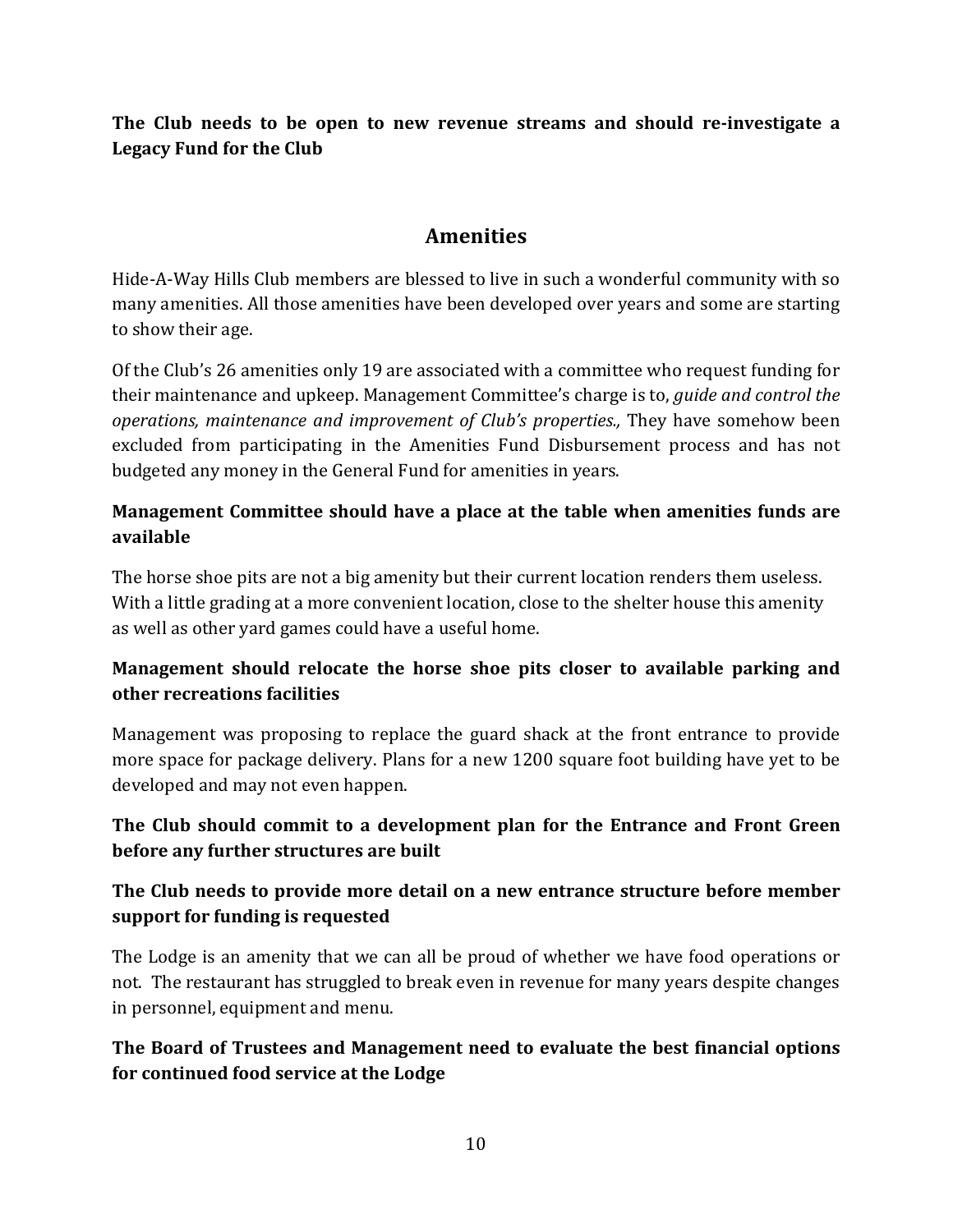**The Club needs to be open to new revenue streams and should re-investigate a Legacy Fund for the Club**

## Amenities

Hide-A-Way Hills Club members are blessed to live in such a wonderful community with so many amenities. All those amenities have been developed over years and some are starting to show their age.

Of the Club's 26 amenities only 19 are associated with a committee who request funding for their maintenance and upkeep. Management Committee's charge is to, *guide and control the operations, maintenance and improvement of Club's properties.,* They have somehow been excluded from participating in the Amenities Fund Disbursement process and has not budgeted any money in the General Fund for amenities in years.

**Management Committee should have a place at the table when amenities funds are available**

The horse shoe pits are not a big amenity but their current location renders them useless. With a little grading at a more convenient location, close to the shelter house this amenity as well as other yard games could have a useful home.

**Management should relocate the horse shoe pits closer to available parking and other recreations facilities**

Management was proposing to replace the guard shack at the front entrance to provide more space for package delivery. Plans for a new 1200 square foot building have yet to be developed and may not even happen.

**The Club should commit to a development plan for the Entrance and Front Green before any further structures are built**

**The Club needs to provide more detail on a new entrance structure before member support for funding is requested**

The Lodge is an amenity that we can all be proud of whether we have food operations or not. The restaurant has struggled to break even in revenue for many years despite changes in personnel, equipment and menu.

**The Board of Trustees and Management need to evaluate the best financial options for continued food service at the Lodge**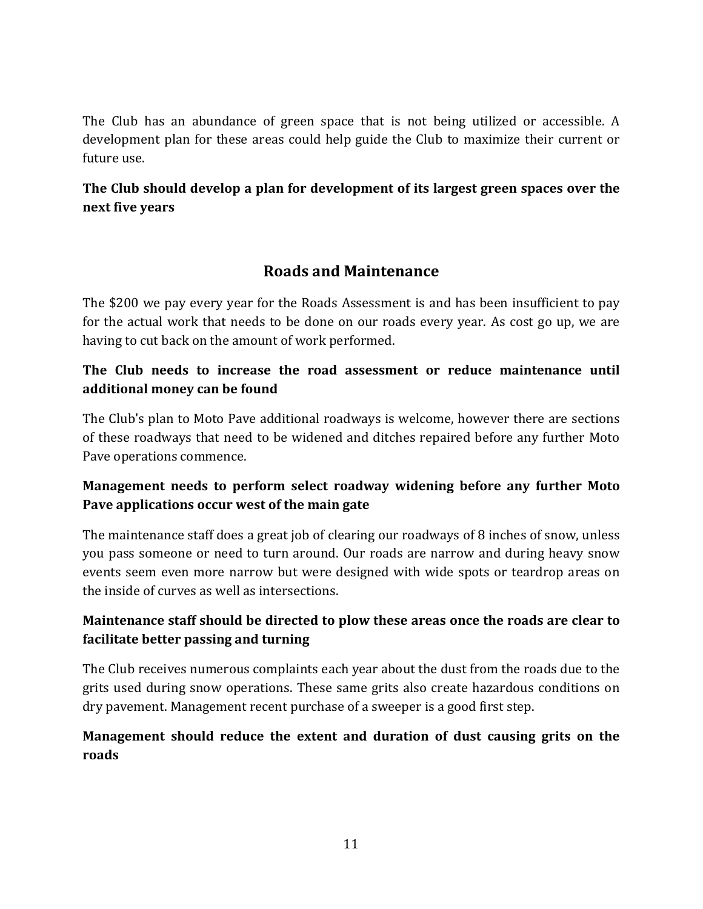The Club has an abundance of green space that is not being utilized or accessible. A development plan for these areas could help guide the Club to maximize their current or future use.

**The Club should develop a plan for development of its largest green spaces over the next five years**

## Roads and Maintenance

The $200 we pay every year for the Roads Assessment is and has been insufficient to pay for the actual work that needs to be done on our roads every year. As cost go up, we are having to cut back on the amount of work performed.

**The Club needs to increase the road assessment or reduce maintenance until additional money can be found**

The Club's plan to Moto Pave additional roadways is welcome, however there are sections of these roadways that need to be widened and ditches repaired before any further Moto Pave operations commence.

**Management needs to perform select roadway widening before any further Moto Pave applications occur west of the main gate**

The maintenance staff does a great job of clearing our roadways of 8 inches of snow, unless you pass someone or need to turn around. Our roads are narrow and during heavy snow events seem even more narrow but were designed with wide spots or teardrop areas on the inside of curves as well as intersections.

**Maintenance staff should be directed to plow these areas once the roads are clear to facilitate better passing and turning**

The Club receives numerous complaints each year about the dust from the roads due to the grits used during snow operations. These same grits also create hazardous conditions on dry pavement. Management recent purchase of a sweeper is a good first step.

**Management should reduce the extent and duration of dust causing grits on the roads**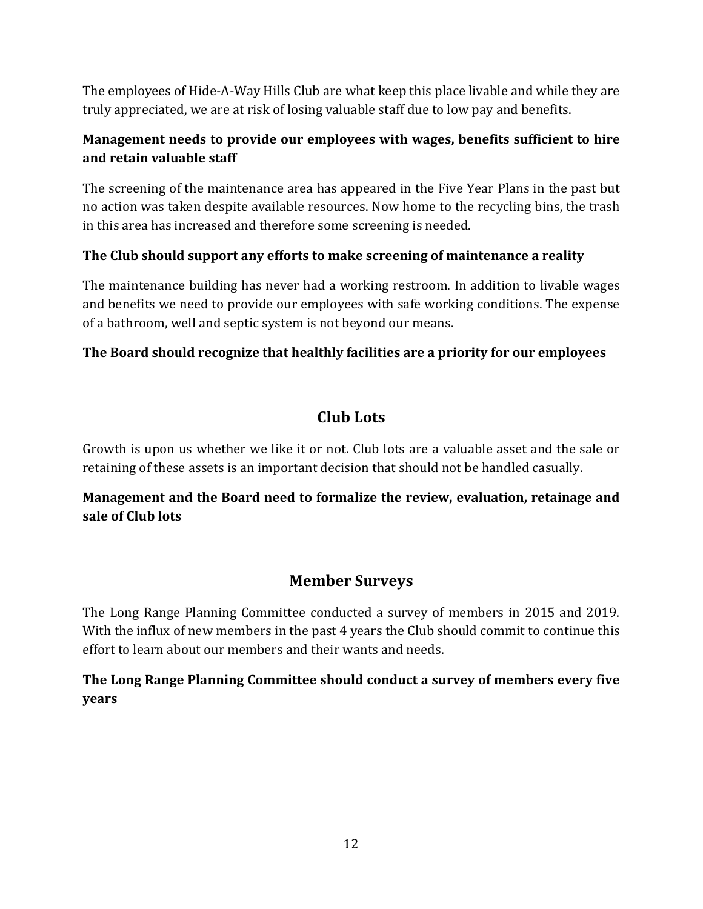The employees of Hide-A-Way Hills Club are what keep this place livable and while they are truly appreciated, we are at risk of losing valuable staff due to low pay and benefits.

**Management needs to provide our employees with wages, benefits sufficient to hire and retain valuable staff**

The screening of the maintenance area has appeared in the Five Year Plans in the past but no action was taken despite available resources. Now home to the recycling bins, the trash in this area has increased and therefore some screening is needed.

**The Club should support any efforts to make screening of maintenance a reality**

The maintenance building has never had a working restroom. In addition to livable wages and benefits we need to provide our employees with safe working conditions. The expense of a bathroom, well and septic system is not beyond our means.

**The Board should recognize that healthly facilities are a priority for our employees**

## Club Lots

Growth is upon us whether we like it or not. Club lots are a valuable asset and the sale or retaining of these assets is an important decision that should not be handled casually.

**Management and the Board need to formalize the review, evaluation, retainage and sale of Club lots**

## Member Surveys

The Long Range Planning Committee conducted a survey of members in 2015 and 2019. With the influx of new members in the past 4 years the Club should commit to continue this effort to learn about our members and their wants and needs.

**The Long Range Planning Committee should conduct a survey of members every five years**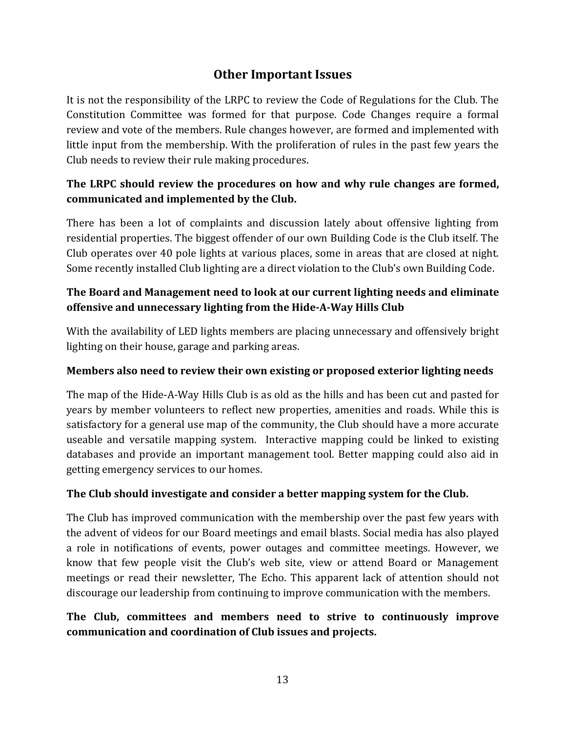## Other Important Issues

It is not the responsibility of the LRPC to review the Code of Regulations for the Club. The Constitution Committee was formed for that purpose. Code Changes require a formal review and vote of the members. Rule changes however, are formed and implemented with little input from the membership. With the proliferation of rules in the past few years the Club needs to review their rule making procedures.

**The LRPC should review the procedures on how and why rule changes are formed, communicated and implemented by the Club.**

There has been a lot of complaints and discussion lately about offensive lighting from residential properties. The biggest offender of our own Building Code is the Club itself. The Club operates over 40 pole lights at various places, some in areas that are closed at night. Some recently installed Club lighting are a direct violation to the Club's own Building Code.

**The Board and Management need to look at our current lighting needs and eliminate offensive and unnecessary lighting from the Hide-A-Way Hills Club**

With the availability of LED lights members are placing unnecessary and offensively bright lighting on their house, garage and parking areas.

**Members also need to review their own existing or proposed exterior lighting needs**

The map of the Hide-A-Way Hills Club is as old as the hills and has been cut and pasted for years by member volunteers to reflect new properties, amenities and roads. While this is satisfactory for a general use map of the community, the Club should have a more accurate useable and versatile mapping system. Interactive mapping could be linked to existing databases and provide an important management tool. Better mapping could also aid in getting emergency services to our homes.

**The Club should investigate and consider a better mapping system for the Club.**

The Club has improved communication with the membership over the past few years with the advent of videos for our Board meetings and email blasts. Social media has also played a role in notifications of events, power outages and committee meetings. However, we know that few people visit the Club's web site, view or attend Board or Management meetings or read their newsletter, The Echo. This apparent lack of attention should not discourage our leadership from continuing to improve communication with the members.

**The Club, committees and members need to strive to continuously improve communication and coordination of Club issues and projects.**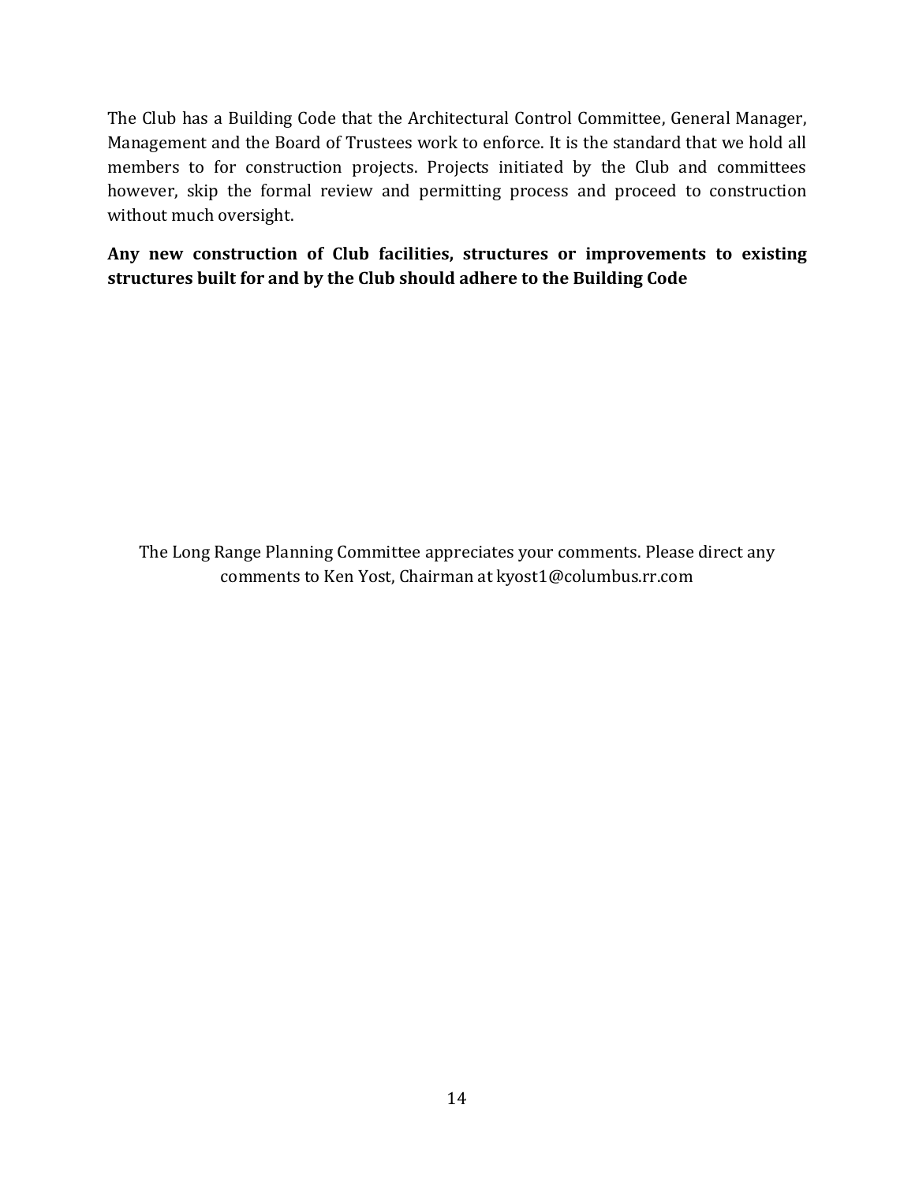The Club has a Building Code that the Architectural Control Committee, General Manager, Management and the Board of Trustees work to enforce. It is the standard that we hold all members to for construction projects. Projects initiated by the Club and committees however, skip the formal review and permitting process and proceed to construction without much oversight.

**Any new construction of Club facilities, structures or improvements to existing structures built for and by the Club should adhere to the Building Code**

The Long Range Planning Committee appreciates your comments. Please direct any comments to Ken Yost, Chairman at kyost1@columbus.rr.com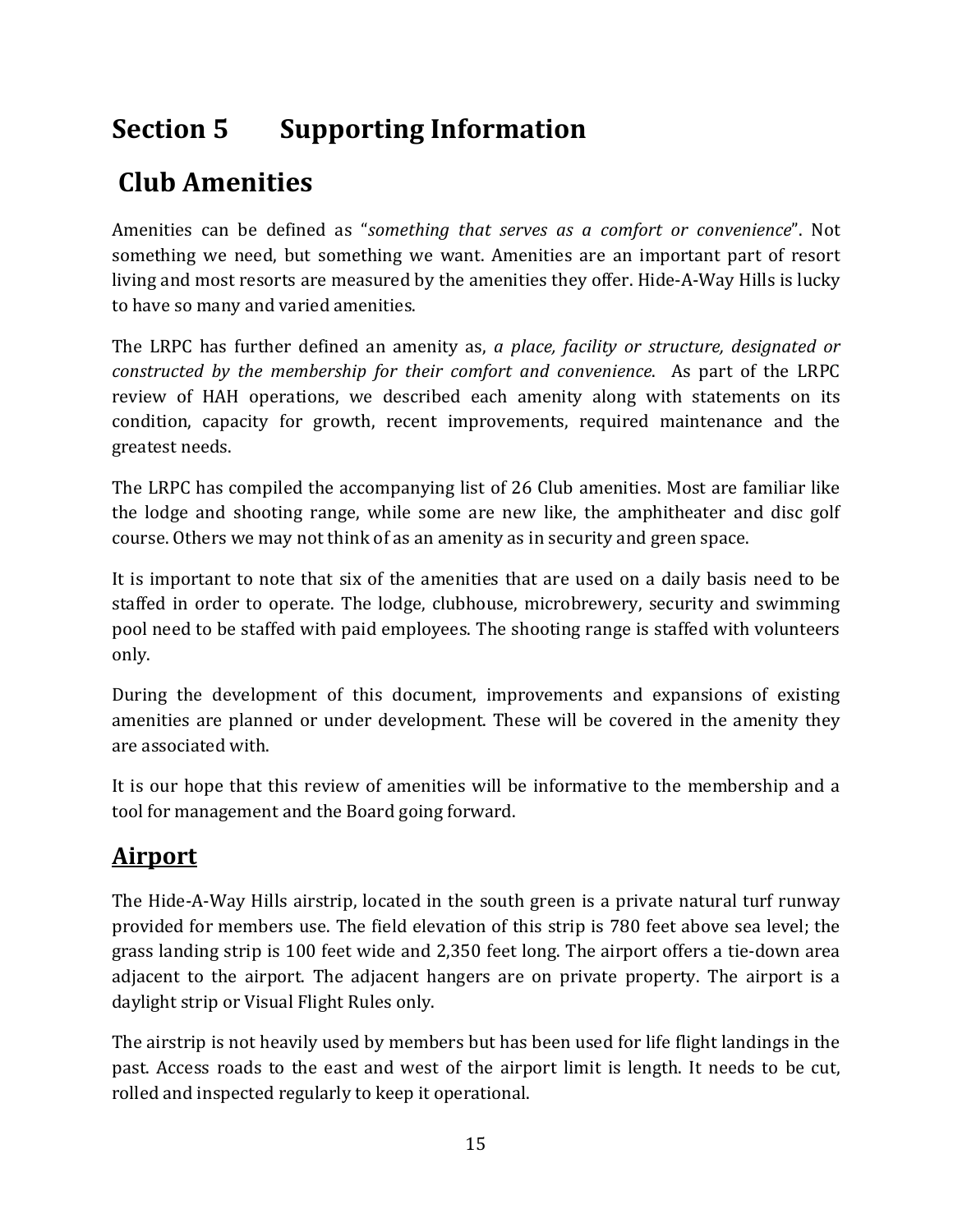# Section 5 Supporting Information

## Club Amenities

Amenities can be defined as "*something that serves as a comfort or convenience*". Not something we need, but something we want. Amenities are an important part of resort living and most resorts are measured by the amenities they offer. Hide-A-Way Hills is lucky to have so many and varied amenities.

The LRPC has further defined an amenity as, *a place, facility or structure, designated or constructed by the membership for their comfort and convenience*. As part of the LRPC review of HAH operations, we described each amenity along with statements on its condition, capacity for growth, recent improvements, required maintenance and the greatest needs.

The LRPC has compiled the accompanying list of 26 Club amenities. Most are familiar like the lodge and shooting range, while some are new like, the amphitheater and disc golf course. Others we may not think of as an amenity as in security and green space.

It is important to note that six of the amenities that are used on a daily basis need to be staffed in order to operate. The lodge, clubhouse, microbrewery, security and swimming pool need to be staffed with paid employees. The shooting range is staffed with volunteers only.

During the development of this document, improvements and expansions of existing amenities are planned or under development. These will be covered in the amenity they are associated with.

It is our hope that this review of amenities will be informative to the membership and a tool for management and the Board going forward.

## **Airport**

The Hide-A-Way Hills airstrip, located in the south green is a private natural turf runway provided for members use. The field elevation of this strip is 780 feet above sea level; the grass landing strip is 100 feet wide and 2,350 feet long. The airport offers a tie-down area adjacent to the airport. The adjacent hangers are on private property. The airport is a daylight strip or Visual Flight Rules only.

The airstrip is not heavily used by members but has been used for life flight landings in the past. Access roads to the east and west of the airport limit is length. It needs to be cut, rolled and inspected regularly to keep it operational.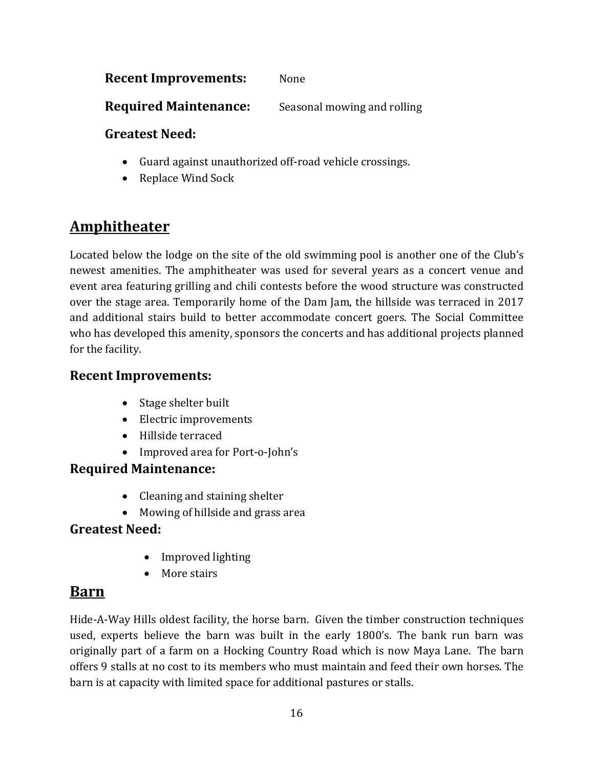**Recent Improvements:** None

**Required Maintenance:** Seasonal mowing and rolling

**Greatest Need:**

- Guard against unauthorized off-road vehicle crossings.
- Replace Wind Sock

## Amphitheater

Located below the lodge on the site of the old swimming pool is another one of the Club's newest amenities. The amphitheater was used for several years as a concert venue and event area featuring grilling and chili contests before the wood structure was constructed over the stage area. Temporarily home of the Dam Jam, the hillside was terraced in 2017 and additional stairs build to better accommodate concert goers. The Social Committee who has developed this amenity, sponsors the concerts and has additional projects planned for the facility.

### Recent Improvements:

- Stage shelter built
- Electric improvements
- Hillside terraced
- Improved area for Port-o-John's

### Required Maintenance:

- Cleaning and staining shelter
- Mowing of hillside and grass area

### Greatest Need:

- Improved lighting
- More stairs

## Barn

Hide-A-Way Hills oldest facility, the horse barn. Given the timber construction techniques used, experts believe the barn was built in the early 1800's. The bank run barn was originally part of a farm on a Hocking Country Road which is now Maya Lane. The barn offers 9 stalls at no cost to its members who must maintain and feed their own horses. The barn is at capacity with limited space for additional pastures or stalls.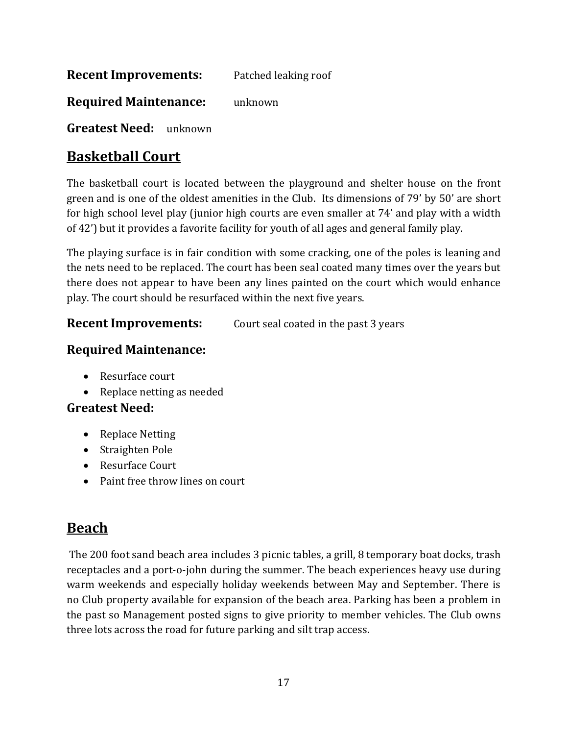**Recent Improvements:** Patched leaking roof

**Required Maintenance:** unknown

**Greatest Need:** unknown

## Basketball Court

The basketball court is located between the playground and shelter house on the front green and is one of the oldest amenities in the Club. Its dimensions of 79' by 50' are short for high school level play (junior high courts are even smaller at 74' and play with a width of 42') but it provides a favorite facility for youth of all ages and general family play.

The playing surface is in fair condition with some cracking, one of the poles is leaning and the nets need to be replaced. The court has been seal coated many times over the years but there does not appear to have been any lines painted on the court which would enhance play. The court should be resurfaced within the next five years.

**Recent Improvements:** Court seal coated in the past 3 years

### Required Maintenance:

- Resurface court
- Replace netting as needed

### Greatest Need:

- Replace Netting
- Straighten Pole
- Resurface Court
- Paint free throw lines on court

## Beach

The 200 foot sand beach area includes 3 picnic tables, a grill, 8 temporary boat docks, trash receptacles and a port-o-john during the summer. The beach experiences heavy use during warm weekends and especially holiday weekends between May and September. There is no Club property available for expansion of the beach area. Parking has been a problem in the past so Management posted signs to give priority to member vehicles. The Club owns three lots across the road for future parking and silt trap access.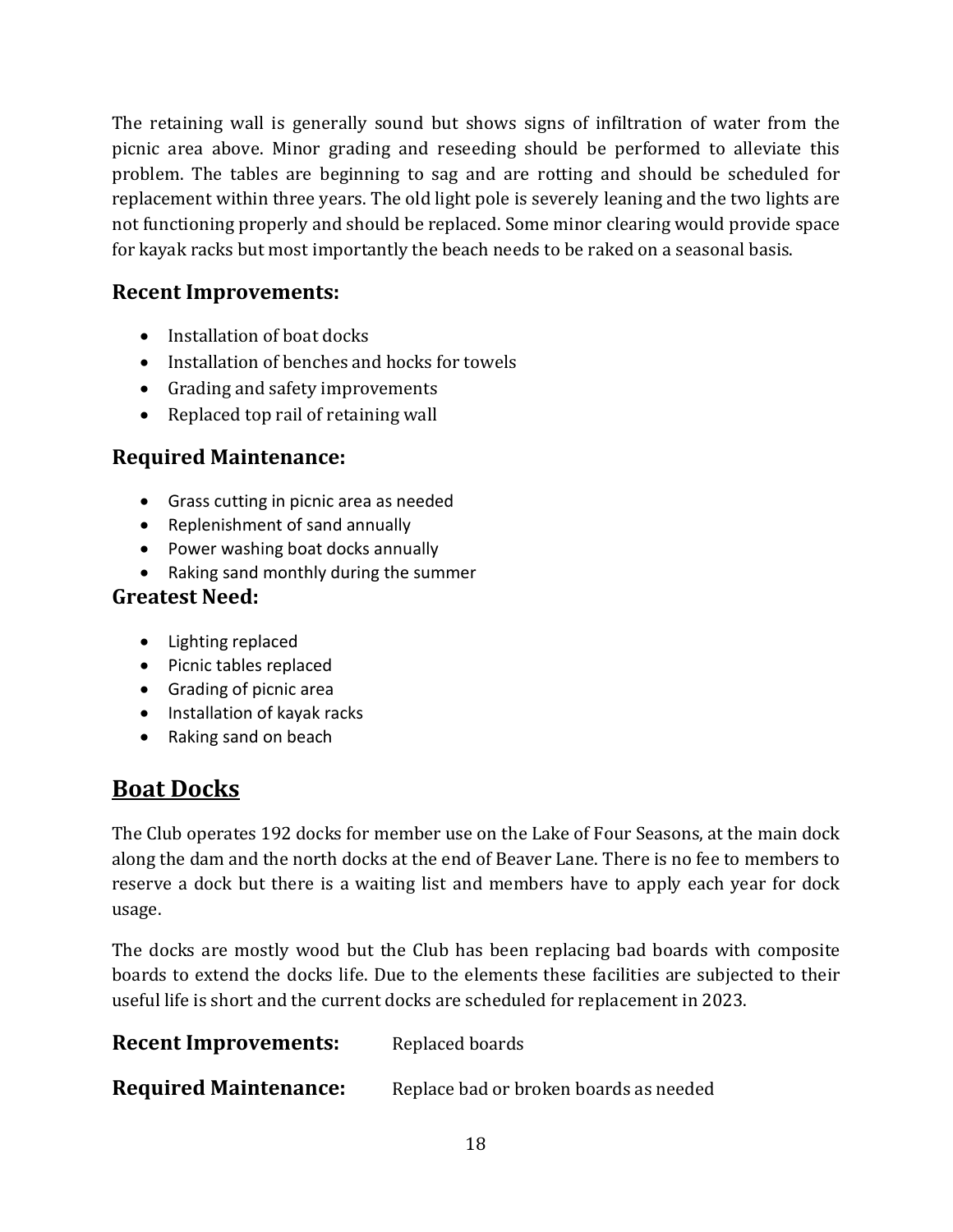The retaining wall is generally sound but shows signs of infiltration of water from the picnic area above. Minor grading and reseeding should be performed to alleviate this problem. The tables are beginning to sag and are rotting and should be scheduled for replacement within three years. The old light pole is severely leaning and the two lights are not functioning properly and should be replaced. Some minor clearing would provide space for kayak racks but most importantly the beach needs to be raked on a seasonal basis.

### Recent Improvements:

- Installation of boat docks
- Installation of benches and hocks for towels
- Grading and safety improvements
- Replaced top rail of retaining wall

### Required Maintenance:

- Grass cutting in picnic area as needed
- Replenishment of sand annually
- Power washing boat docks annually
- Raking sand monthly during the summer

### Greatest Need:

- Lighting replaced
- Picnic tables replaced
- Grading of picnic area
- Installation of kayak racks
- Raking sand on beach

## Boat Docks

The Club operates 192 docks for member use on the Lake of Four Seasons, at the main dock along the dam and the north docks at the end of Beaver Lane. There is no fee to members to reserve a dock but there is a waiting list and members have to apply each year for dock usage.

The docks are mostly wood but the Club has been replacing bad boards with composite boards to extend the docks life. Due to the elements these facilities are subjected to their useful life is short and the current docks are scheduled for replacement in 2023.

**Recent Improvements:** Replaced boards

**Required Maintenance:** Replace bad or broken boards as needed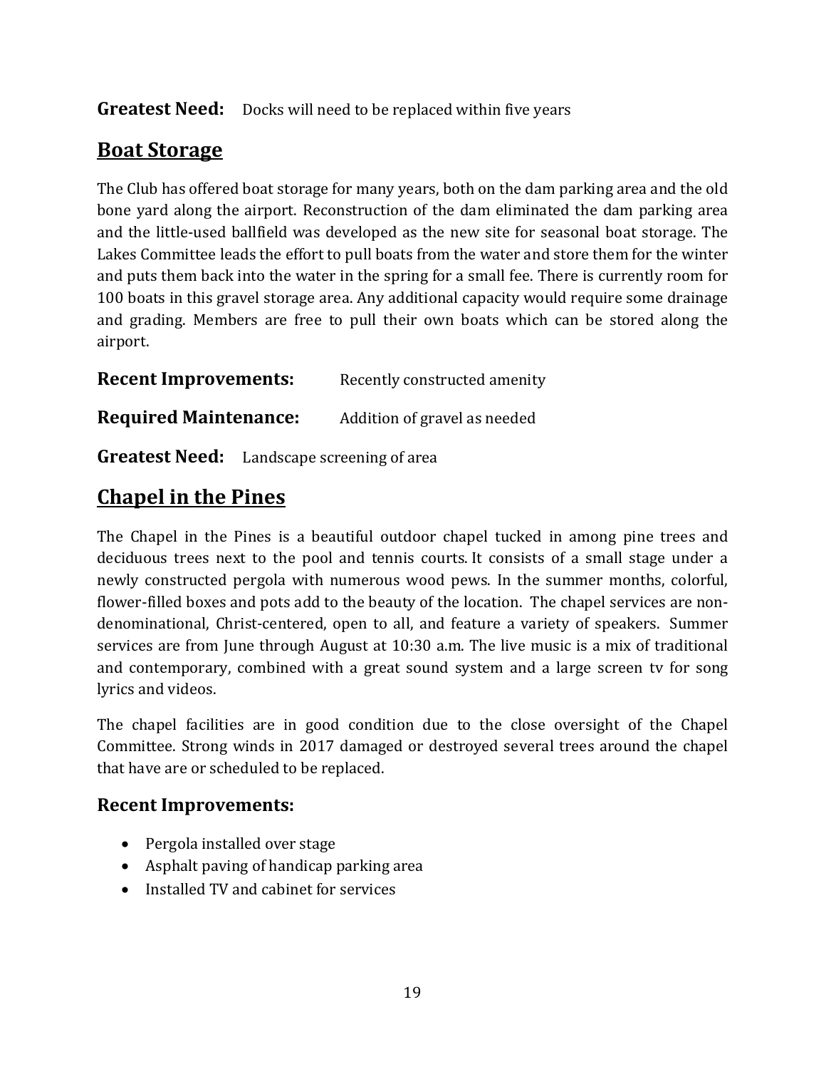**Greatest Need:** Docks will need to be replaced within five years

## Boat Storage

The Club has offered boat storage for many years, both on the dam parking area and the old bone yard along the airport. Reconstruction of the dam eliminated the dam parking area and the little-used ballfield was developed as the new site for seasonal boat storage. The Lakes Committee leads the effort to pull boats from the water and store them for the winter and puts them back into the water in the spring for a small fee. There is currently room for 100 boats in this gravel storage area. Any additional capacity would require some drainage and grading. Members are free to pull their own boats which can be stored along the airport.

**Recent Improvements:** Recently constructed amenity

**Required Maintenance:** Addition of gravel as needed

**Greatest Need:** Landscape screening of area

## Chapel in the Pines

The Chapel in the Pines is a beautiful outdoor chapel tucked in among pine trees and deciduous trees next to the pool and tennis courts. It consists of a small stage under a newly constructed pergola with numerous wood pews. In the summer months, colorful, flower-filled boxes and pots add to the beauty of the location. The chapel services are non-denominational, Christ-centered, open to all, and feature a variety of speakers. Summer services are from June through August at 10:30 a.m. The live music is a mix of traditional and contemporary, combined with a great sound system and a large screen tv for song lyrics and videos.

The chapel facilities are in good condition due to the close oversight of the Chapel Committee. Strong winds in 2017 damaged or destroyed several trees around the chapel that have are or scheduled to be replaced.

### Recent Improvements:

- Pergola installed over stage
- Asphalt paving of handicap parking area
- Installed TV and cabinet for services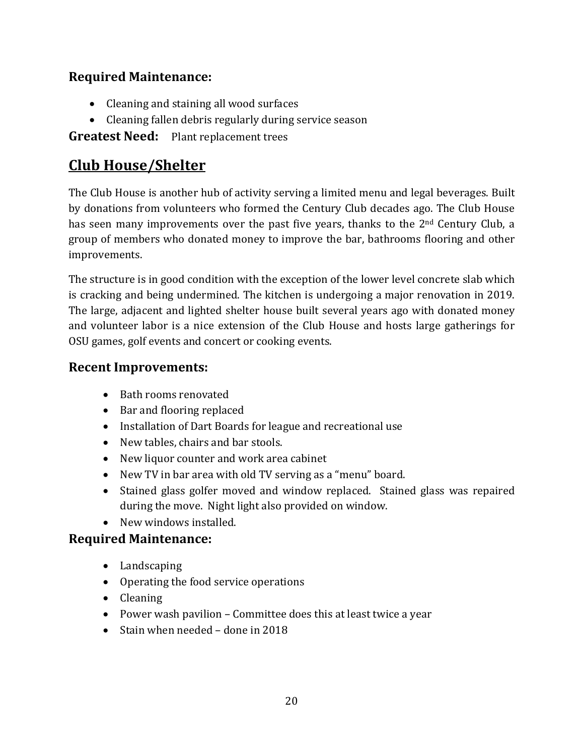### Required Maintenance:

- Cleaning and staining all wood surfaces
- Cleaning fallen debris regularly during service season

**Greatest Need:** Plant replacement trees

## Club House/Shelter

The Club House is another hub of activity serving a limited menu and legal beverages. Built by donations from volunteers who formed the Century Club decades ago. The Club House has seen many improvements over the past five years, thanks to the 2nd Century Club, a group of members who donated money to improve the bar, bathrooms flooring and other improvements.

The structure is in good condition with the exception of the lower level concrete slab which is cracking and being undermined. The kitchen is undergoing a major renovation in 2019. The large, adjacent and lighted shelter house built several years ago with donated money and volunteer labor is a nice extension of the Club House and hosts large gatherings for OSU games, golf events and concert or cooking events.

### Recent Improvements:

- Bath rooms renovated
- Bar and flooring replaced
- Installation of Dart Boards for league and recreational use
- New tables, chairs and bar stools.
- New liquor counter and work area cabinet
- New TV in bar area with old TV serving as a "menu" board.
- Stained glass golfer moved and window replaced. Stained glass was repaired during the move. Night light also provided on window.
- New windows installed.

### Required Maintenance:

- Landscaping
- Operating the food service operations
- Cleaning
- Power wash pavilion – Committee does this at least twice a year
- Stain when needed – done in 2018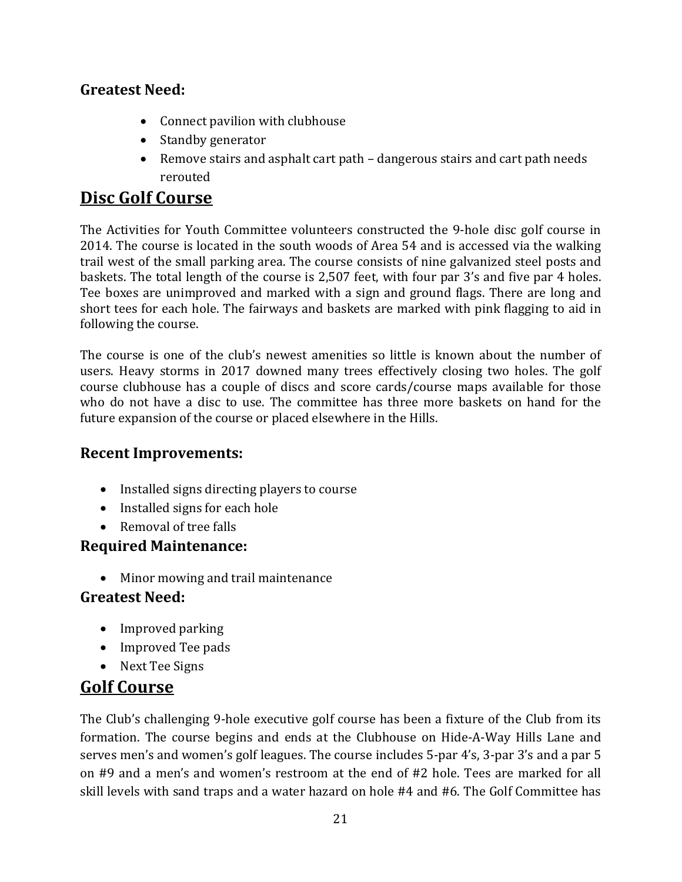### Greatest Need:

- Connect pavilion with clubhouse
- Standby generator
- Remove stairs and asphalt cart path – dangerous stairs and cart path needs rerouted

## Disc Golf Course

The Activities for Youth Committee volunteers constructed the 9-hole disc golf course in 2014. The course is located in the south woods of Area 54 and is accessed via the walking trail west of the small parking area. The course consists of nine galvanized steel posts and baskets. The total length of the course is 2,507 feet, with four par 3's and five par 4 holes. Tee boxes are unimproved and marked with a sign and ground flags. There are long and short tees for each hole. The fairways and baskets are marked with pink flagging to aid in following the course.

The course is one of the club's newest amenities so little is known about the number of users. Heavy storms in 2017 downed many trees effectively closing two holes. The golf course clubhouse has a couple of discs and score cards/course maps available for those who do not have a disc to use. The committee has three more baskets on hand for the future expansion of the course or placed elsewhere in the Hills.

### Recent Improvements:

- Installed signs directing players to course
- Installed signs for each hole
- Removal of tree falls

### Required Maintenance:

- Minor mowing and trail maintenance

### Greatest Need:

- Improved parking
- Improved Tee pads
- Next Tee Signs

## Golf Course

The Club's challenging 9-hole executive golf course has been a fixture of the Club from its formation. The course begins and ends at the Clubhouse on Hide-A-Way Hills Lane and serves men's and women's golf leagues. The course includes 5-par 4's, 3-par 3's and a par 5 on #9 and a men's and women's restroom at the end of #2 hole. Tees are marked for all skill levels with sand traps and a water hazard on hole #4 and #6. The Golf Committee has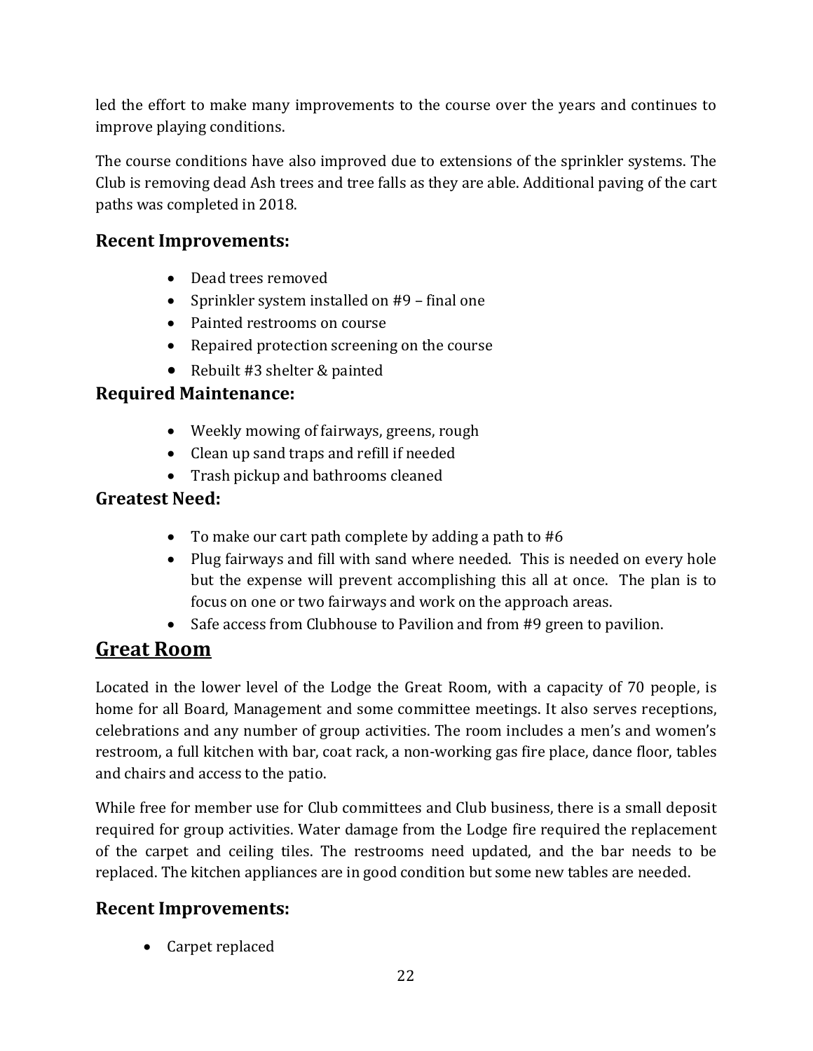led the effort to make many improvements to the course over the years and continues to improve playing conditions.

The course conditions have also improved due to extensions of the sprinkler systems. The Club is removing dead Ash trees and tree falls as they are able. Additional paving of the cart paths was completed in 2018.

### Recent Improvements:

- Dead trees removed
- Sprinkler system installed on #9 – final one
- Painted restrooms on course
- Repaired protection screening on the course
- Rebuilt #3 shelter & painted

### Required Maintenance:

- Weekly mowing of fairways, greens, rough
- Clean up sand traps and refill if needed
- Trash pickup and bathrooms cleaned

### Greatest Need:

- To make our cart path complete by adding a path to #6
- Plug fairways and fill with sand where needed. This is needed on every hole but the expense will prevent accomplishing this all at once. The plan is to focus on one or two fairways and work on the approach areas.
- Safe access from Clubhouse to Pavilion and from #9 green to pavilion.

## Great Room

Located in the lower level of the Lodge the Great Room, with a capacity of 70 people, is home for all Board, Management and some committee meetings. It also serves receptions, celebrations and any number of group activities. The room includes a men's and women's restroom, a full kitchen with bar, coat rack, a non-working gas fire place, dance floor, tables and chairs and access to the patio.

While free for member use for Club committees and Club business, there is a small deposit required for group activities. Water damage from the Lodge fire required the replacement of the carpet and ceiling tiles. The restrooms need updated, and the bar needs to be replaced. The kitchen appliances are in good condition but some new tables are needed.

### Recent Improvements:

- Carpet replaced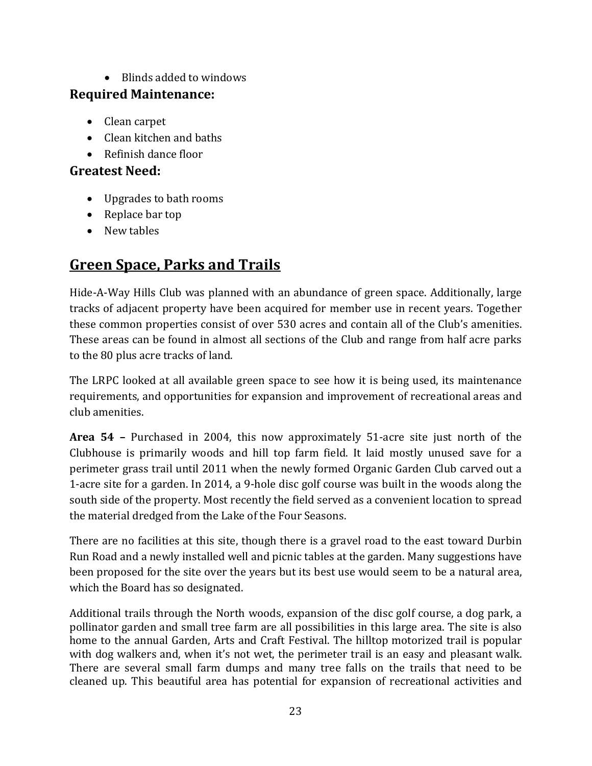- Blinds added to windows

### Required Maintenance:

- Clean carpet
- Clean kitchen and baths
- Refinish dance floor

### Greatest Need:

- Upgrades to bath rooms
- Replace bar top
- New tables

## Green Space, Parks and Trails

Hide-A-Way Hills Club was planned with an abundance of green space. Additionally, large tracks of adjacent property have been acquired for member use in recent years. Together these common properties consist of over 530 acres and contain all of the Club's amenities. These areas can be found in almost all sections of the Club and range from half acre parks to the 80 plus acre tracks of land.

The LRPC looked at all available green space to see how it is being used, its maintenance requirements, and opportunities for expansion and improvement of recreational areas and club amenities.

**Area 54 –** Purchased in 2004, this now approximately 51-acre site just north of the Clubhouse is primarily woods and hill top farm field. It laid mostly unused save for a perimeter grass trail until 2011 when the newly formed Organic Garden Club carved out a 1-acre site for a garden. In 2014, a 9-hole disc golf course was built in the woods along the south side of the property. Most recently the field served as a convenient location to spread the material dredged from the Lake of the Four Seasons.

There are no facilities at this site, though there is a gravel road to the east toward Durbin Run Road and a newly installed well and picnic tables at the garden. Many suggestions have been proposed for the site over the years but its best use would seem to be a natural area, which the Board has so designated.

Additional trails through the North woods, expansion of the disc golf course, a dog park, a pollinator garden and small tree farm are all possibilities in this large area. The site is also home to the annual Garden, Arts and Craft Festival. The hilltop motorized trail is popular with dog walkers and, when it's not wet, the perimeter trail is an easy and pleasant walk. There are several small farm dumps and many tree falls on the trails that need to be cleaned up. This beautiful area has potential for expansion of recreational activities and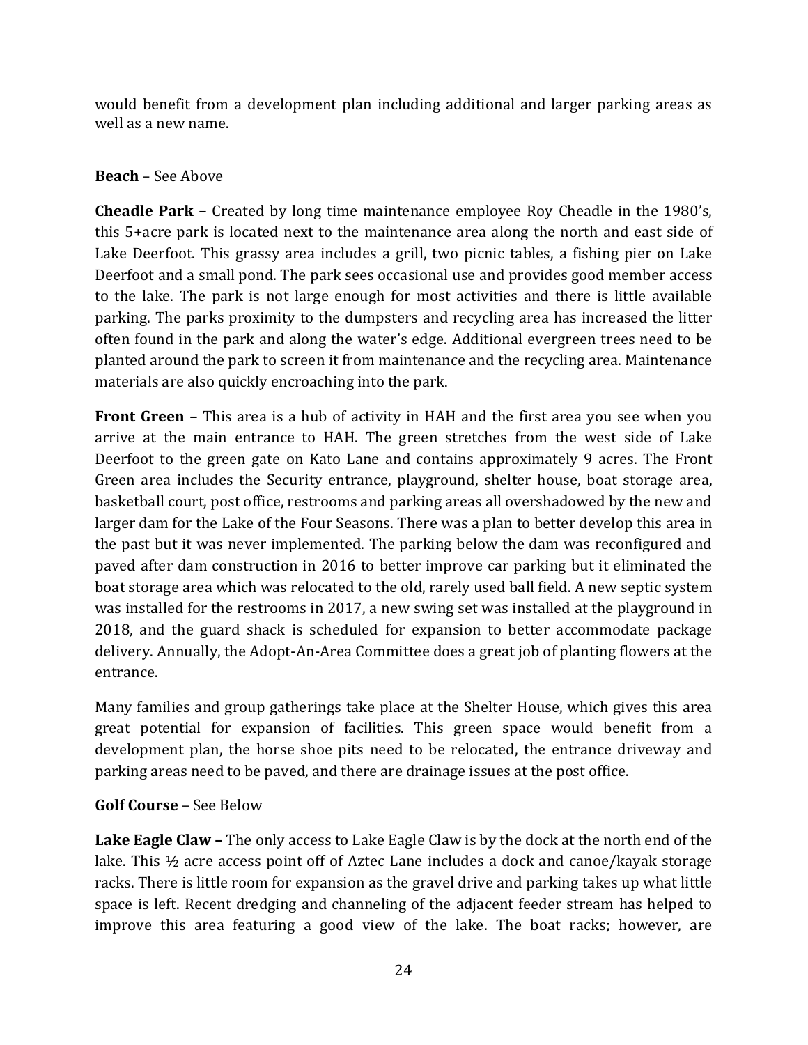would benefit from a development plan including additional and larger parking areas as well as a new name.

**Beach** – See Above

**Cheadle Park –** Created by long time maintenance employee Roy Cheadle in the 1980's, this 5+acre park is located next to the maintenance area along the north and east side of Lake Deerfoot. This grassy area includes a grill, two picnic tables, a fishing pier on Lake Deerfoot and a small pond. The park sees occasional use and provides good member access to the lake. The park is not large enough for most activities and there is little available parking. The parks proximity to the dumpsters and recycling area has increased the litter often found in the park and along the water's edge. Additional evergreen trees need to be planted around the park to screen it from maintenance and the recycling area. Maintenance materials are also quickly encroaching into the park.

**Front Green –** This area is a hub of activity in HAH and the first area you see when you arrive at the main entrance to HAH. The green stretches from the west side of Lake Deerfoot to the green gate on Kato Lane and contains approximately 9 acres. The Front Green area includes the Security entrance, playground, shelter house, boat storage area, basketball court, post office, restrooms and parking areas all overshadowed by the new and larger dam for the Lake of the Four Seasons. There was a plan to better develop this area in the past but it was never implemented. The parking below the dam was reconfigured and paved after dam construction in 2016 to better improve car parking but it eliminated the boat storage area which was relocated to the old, rarely used ball field. A new septic system was installed for the restrooms in 2017, a new swing set was installed at the playground in 2018, and the guard shack is scheduled for expansion to better accommodate package delivery. Annually, the Adopt-An-Area Committee does a great job of planting flowers at the entrance.

Many families and group gatherings take place at the Shelter House, which gives this area great potential for expansion of facilities. This green space would benefit from a development plan, the horse shoe pits need to be relocated, the entrance driveway and parking areas need to be paved, and there are drainage issues at the post office.

**Golf Course** – See Below

**Lake Eagle Claw –** The only access to Lake Eagle Claw is by the dock at the north end of the lake. This ½ acre access point off of Aztec Lane includes a dock and canoe/kayak storage racks. There is little room for expansion as the gravel drive and parking takes up what little space is left. Recent dredging and channeling of the adjacent feeder stream has helped to improve this area featuring a good view of the lake. The boat racks; however, are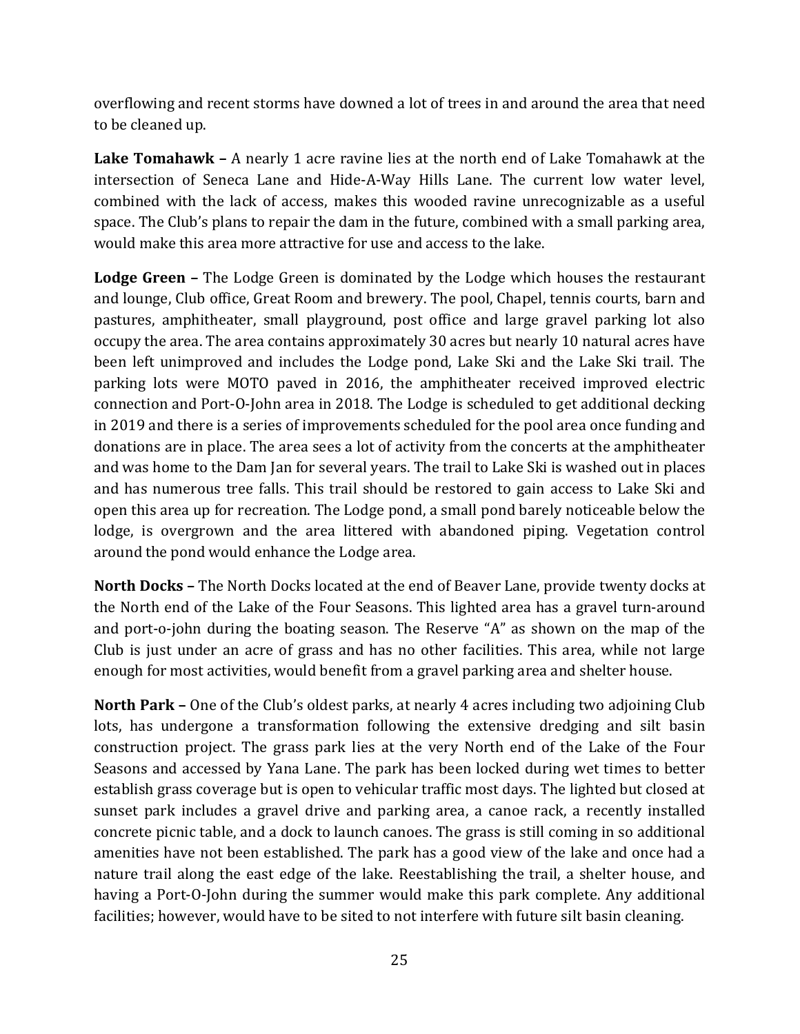overflowing and recent storms have downed a lot of trees in and around the area that need to be cleaned up.

**Lake Tomahawk –** A nearly 1 acre ravine lies at the north end of Lake Tomahawk at the intersection of Seneca Lane and Hide-A-Way Hills Lane. The current low water level, combined with the lack of access, makes this wooded ravine unrecognizable as a useful space. The Club's plans to repair the dam in the future, combined with a small parking area, would make this area more attractive for use and access to the lake.

**Lodge Green –** The Lodge Green is dominated by the Lodge which houses the restaurant and lounge, Club office, Great Room and brewery. The pool, Chapel, tennis courts, barn and pastures, amphitheater, small playground, post office and large gravel parking lot also occupy the area. The area contains approximately 30 acres but nearly 10 natural acres have been left unimproved and includes the Lodge pond, Lake Ski and the Lake Ski trail. The parking lots were MOTO paved in 2016, the amphitheater received improved electric connection and Port-O-John area in 2018. The Lodge is scheduled to get additional decking in 2019 and there is a series of improvements scheduled for the pool area once funding and donations are in place. The area sees a lot of activity from the concerts at the amphitheater and was home to the Dam Jan for several years. The trail to Lake Ski is washed out in places and has numerous tree falls. This trail should be restored to gain access to Lake Ski and open this area up for recreation. The Lodge pond, a small pond barely noticeable below the lodge, is overgrown and the area littered with abandoned piping. Vegetation control around the pond would enhance the Lodge area.

**North Docks –** The North Docks located at the end of Beaver Lane, provide twenty docks at the North end of the Lake of the Four Seasons. This lighted area has a gravel turn-around and port-o-john during the boating season. The Reserve "A" as shown on the map of the Club is just under an acre of grass and has no other facilities. This area, while not large enough for most activities, would benefit from a gravel parking area and shelter house.

**North Park –** One of the Club's oldest parks, at nearly 4 acres including two adjoining Club lots, has undergone a transformation following the extensive dredging and silt basin construction project. The grass park lies at the very North end of the Lake of the Four Seasons and accessed by Yana Lane. The park has been locked during wet times to better establish grass coverage but is open to vehicular traffic most days. The lighted but closed at sunset park includes a gravel drive and parking area, a canoe rack, a recently installed concrete picnic table, and a dock to launch canoes. The grass is still coming in so additional amenities have not been established. The park has a good view of the lake and once had a nature trail along the east edge of the lake. Reestablishing the trail, a shelter house, and having a Port-O-John during the summer would make this park complete. Any additional facilities; however, would have to be sited to not interfere with future silt basin cleaning.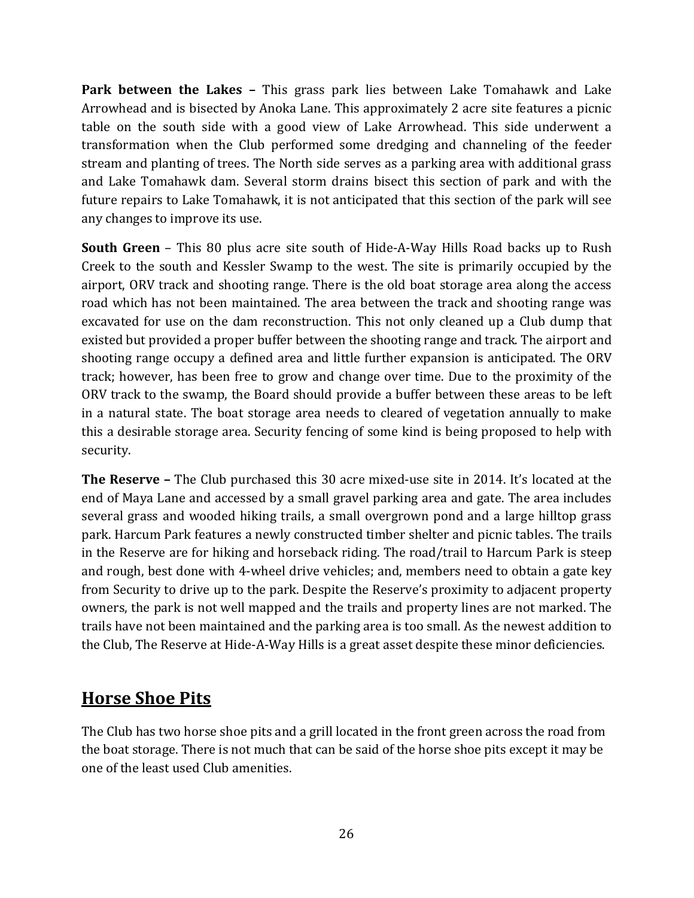**Park between the Lakes –** This grass park lies between Lake Tomahawk and Lake Arrowhead and is bisected by Anoka Lane. This approximately 2 acre site features a picnic table on the south side with a good view of Lake Arrowhead. This side underwent a transformation when the Club performed some dredging and channeling of the feeder stream and planting of trees. The North side serves as a parking area with additional grass and Lake Tomahawk dam. Several storm drains bisect this section of park and with the future repairs to Lake Tomahawk, it is not anticipated that this section of the park will see any changes to improve its use.

**South Green** – This 80 plus acre site south of Hide-A-Way Hills Road backs up to Rush Creek to the south and Kessler Swamp to the west. The site is primarily occupied by the airport, ORV track and shooting range. There is the old boat storage area along the access road which has not been maintained. The area between the track and shooting range was excavated for use on the dam reconstruction. This not only cleaned up a Club dump that existed but provided a proper buffer between the shooting range and track. The airport and shooting range occupy a defined area and little further expansion is anticipated. The ORV track; however, has been free to grow and change over time. Due to the proximity of the ORV track to the swamp, the Board should provide a buffer between these areas to be left in a natural state. The boat storage area needs to cleared of vegetation annually to make this a desirable storage area. Security fencing of some kind is being proposed to help with security.

**The Reserve –** The Club purchased this 30 acre mixed-use site in 2014. It's located at the end of Maya Lane and accessed by a small gravel parking area and gate. The area includes several grass and wooded hiking trails, a small overgrown pond and a large hilltop grass park. Harcum Park features a newly constructed timber shelter and picnic tables. The trails in the Reserve are for hiking and horseback riding. The road/trail to Harcum Park is steep and rough, best done with 4-wheel drive vehicles; and, members need to obtain a gate key from Security to drive up to the park. Despite the Reserve's proximity to adjacent property owners, the park is not well mapped and the trails and property lines are not marked. The trails have not been maintained and the parking area is too small. As the newest addition to the Club, The Reserve at Hide-A-Way Hills is a great asset despite these minor deficiencies.

## Horse Shoe Pits

The Club has two horse shoe pits and a grill located in the front green across the road from the boat storage. There is not much that can be said of the horse shoe pits except it may be one of the least used Club amenities.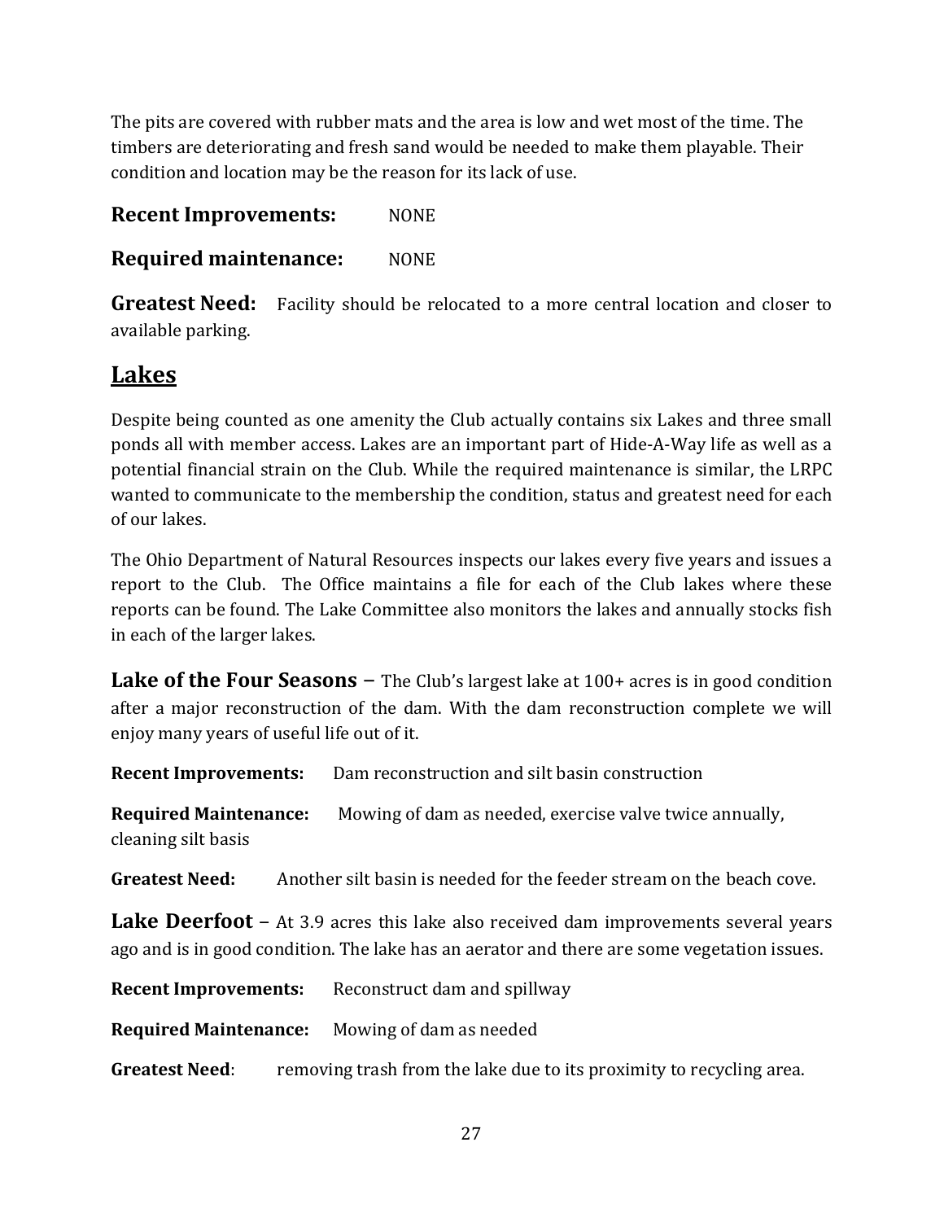The pits are covered with rubber mats and the area is low and wet most of the time. The timbers are deteriorating and fresh sand would be needed to make them playable. Their condition and location may be the reason for its lack of use.

**Recent Improvements:** NONE

**Required maintenance:** NONE

**Greatest Need:** Facility should be relocated to a more central location and closer to available parking.

## Lakes

Despite being counted as one amenity the Club actually contains six Lakes and three small ponds all with member access. Lakes are an important part of Hide-A-Way life as well as a potential financial strain on the Club. While the required maintenance is similar, the LRPC wanted to communicate to the membership the condition, status and greatest need for each of our lakes.

The Ohio Department of Natural Resources inspects our lakes every five years and issues a report to the Club. The Office maintains a file for each of the Club lakes where these reports can be found. The Lake Committee also monitors the lakes and annually stocks fish in each of the larger lakes.

**Lake of the Four Seasons** – The Club's largest lake at 100+ acres is in good condition after a major reconstruction of the dam. With the dam reconstruction complete we will enjoy many years of useful life out of it.

**Recent Improvements:** Dam reconstruction and silt basin construction

**Required Maintenance:** Mowing of dam as needed, exercise valve twice annually, cleaning silt basis

**Greatest Need:** Another silt basin is needed for the feeder stream on the beach cove.

**Lake Deerfoot** – At 3.9 acres this lake also received dam improvements several years ago and is in good condition. The lake has an aerator and there are some vegetation issues.

**Recent Improvements:** Reconstruct dam and spillway

**Required Maintenance:** Mowing of dam as needed

**Greatest Need**: removing trash from the lake due to its proximity to recycling area.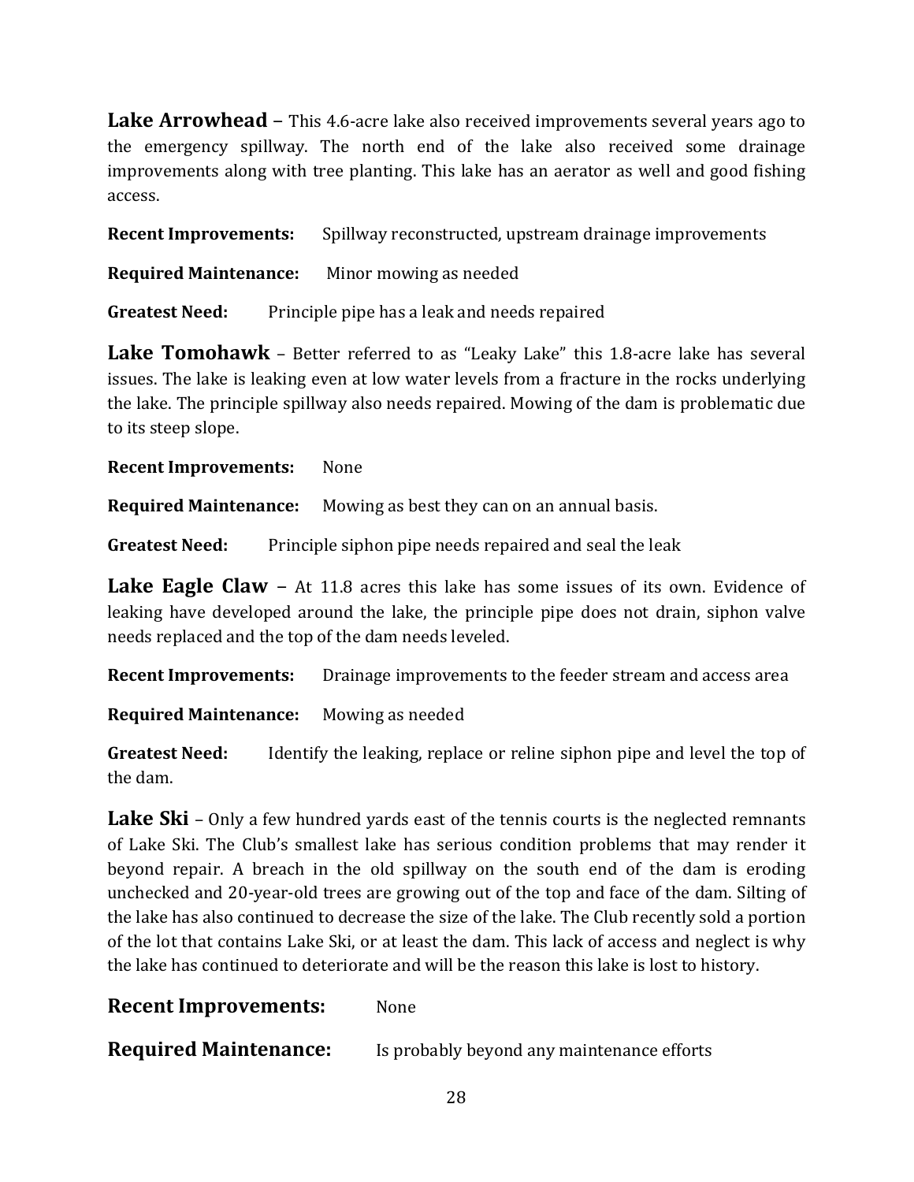**Lake Arrowhead** – This 4.6-acre lake also received improvements several years ago to the emergency spillway. The north end of the lake also received some drainage improvements along with tree planting. This lake has an aerator as well and good fishing access.

**Recent Improvements:** Spillway reconstructed, upstream drainage improvements

**Required Maintenance:** Minor mowing as needed

**Greatest Need:** Principle pipe has a leak and needs repaired

**Lake Tomohawk** – Better referred to as "Leaky Lake" this 1.8-acre lake has several issues. The lake is leaking even at low water levels from a fracture in the rocks underlying the lake. The principle spillway also needs repaired. Mowing of the dam is problematic due to its steep slope.

**Recent Improvements:** None

**Required Maintenance:** Mowing as best they can on an annual basis.

**Greatest Need:** Principle siphon pipe needs repaired and seal the leak

**Lake Eagle Claw** – At 11.8 acres this lake has some issues of its own. Evidence of leaking have developed around the lake, the principle pipe does not drain, siphon valve needs replaced and the top of the dam needs leveled.

**Recent Improvements:** Drainage improvements to the feeder stream and access area

**Required Maintenance:** Mowing as needed

**Greatest Need:** Identify the leaking, replace or reline siphon pipe and level the top of the dam.

**Lake Ski** – Only a few hundred yards east of the tennis courts is the neglected remnants of Lake Ski. The Club's smallest lake has serious condition problems that may render it beyond repair. A breach in the old spillway on the south end of the dam is eroding unchecked and 20-year-old trees are growing out of the top and face of the dam. Silting of the lake has also continued to decrease the size of the lake. The Club recently sold a portion of the lot that contains Lake Ski, or at least the dam. This lack of access and neglect is why the lake has continued to deteriorate and will be the reason this lake is lost to history.

**Recent Improvements:** None

**Required Maintenance:** Is probably beyond any maintenance efforts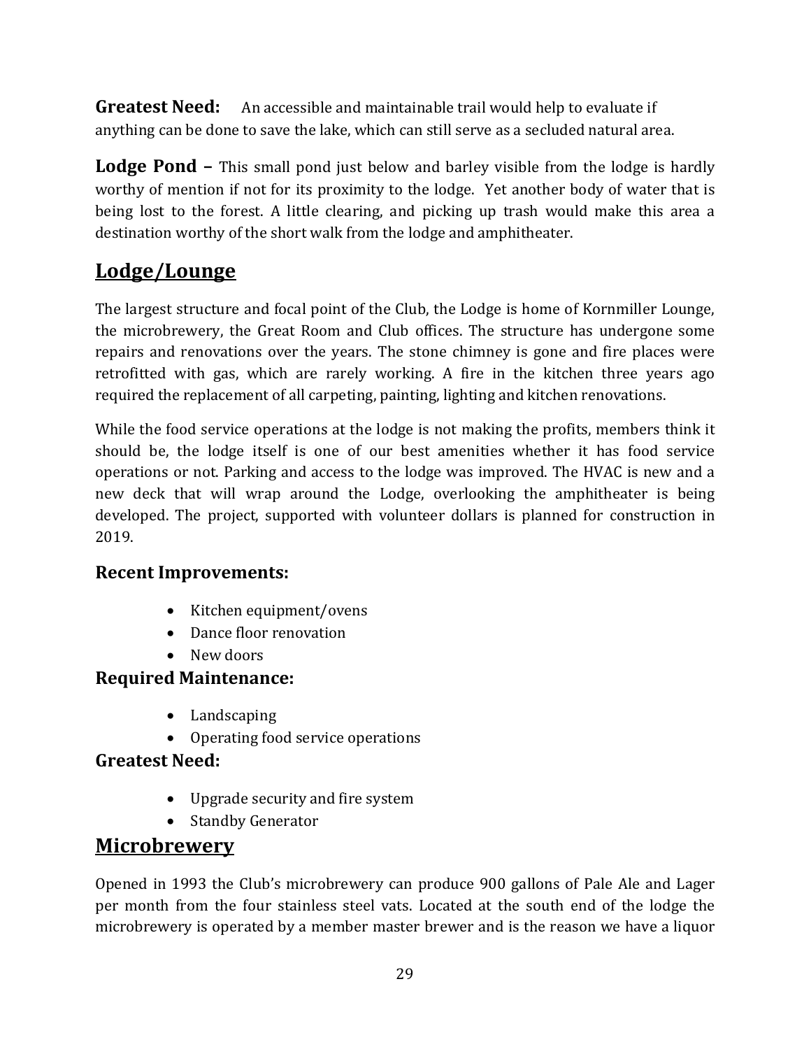**Greatest Need:** An accessible and maintainable trail would help to evaluate if anything can be done to save the lake, which can still serve as a secluded natural area.

**Lodge Pond –** This small pond just below and barley visible from the lodge is hardly worthy of mention if not for its proximity to the lodge. Yet another body of water that is being lost to the forest. A little clearing, and picking up trash would make this area a destination worthy of the short walk from the lodge and amphitheater.

## Lodge/Lounge

The largest structure and focal point of the Club, the Lodge is home of Kornmiller Lounge, the microbrewery, the Great Room and Club offices. The structure has undergone some repairs and renovations over the years. The stone chimney is gone and fire places were retrofitted with gas, which are rarely working. A fire in the kitchen three years ago required the replacement of all carpeting, painting, lighting and kitchen renovations.

While the food service operations at the lodge is not making the profits, members think it should be, the lodge itself is one of our best amenities whether it has food service operations or not. Parking and access to the lodge was improved. The HVAC is new and a new deck that will wrap around the Lodge, overlooking the amphitheater is being developed. The project, supported with volunteer dollars is planned for construction in 2019.

### Recent Improvements:

- Kitchen equipment/ovens
- Dance floor renovation
- New doors

### Required Maintenance:

- Landscaping
- Operating food service operations

### Greatest Need:

- Upgrade security and fire system
- Standby Generator

## Microbrewery

Opened in 1993 the Club's microbrewery can produce 900 gallons of Pale Ale and Lager per month from the four stainless steel vats. Located at the south end of the lodge the microbrewery is operated by a member master brewer and is the reason we have a liquor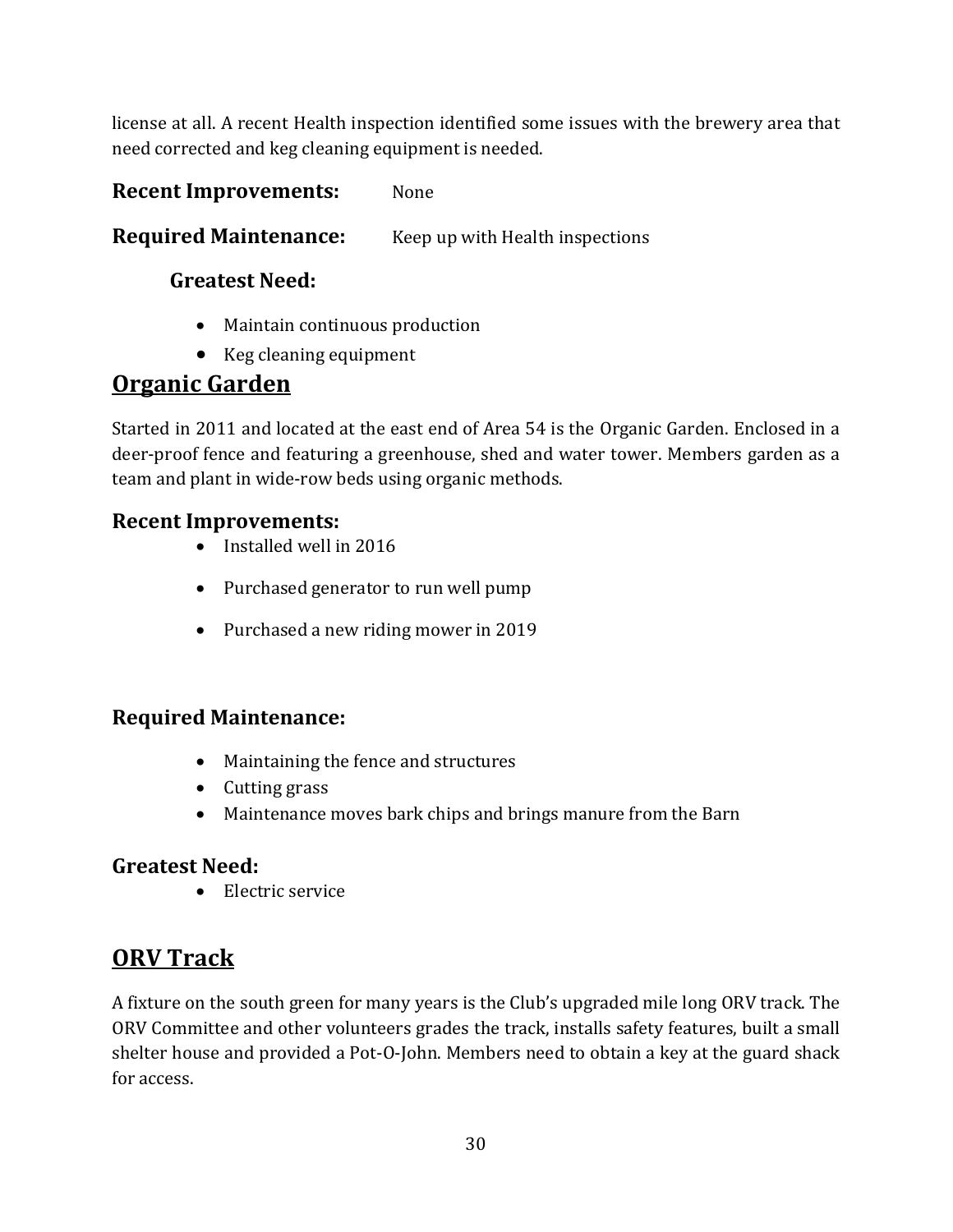license at all. A recent Health inspection identified some issues with the brewery area that need corrected and keg cleaning equipment is needed.

**Recent Improvements:** None

**Required Maintenance:** Keep up with Health inspections

**Greatest Need:**

- Maintain continuous production
- Keg cleaning equipment

## Organic Garden

Started in 2011 and located at the east end of Area 54 is the Organic Garden. Enclosed in a deer-proof fence and featuring a greenhouse, shed and water tower. Members garden as a team and plant in wide-row beds using organic methods.

### Recent Improvements:

- Installed well in 2016
- Purchased generator to run well pump
- Purchased a new riding mower in 2019

### Required Maintenance:

- Maintaining the fence and structures
- Cutting grass
- Maintenance moves bark chips and brings manure from the Barn

### Greatest Need:

- Electric service

## ORV Track

A fixture on the south green for many years is the Club's upgraded mile long ORV track. The ORV Committee and other volunteers grades the track, installs safety features, built a small shelter house and provided a Pot-O-John. Members need to obtain a key at the guard shack for access.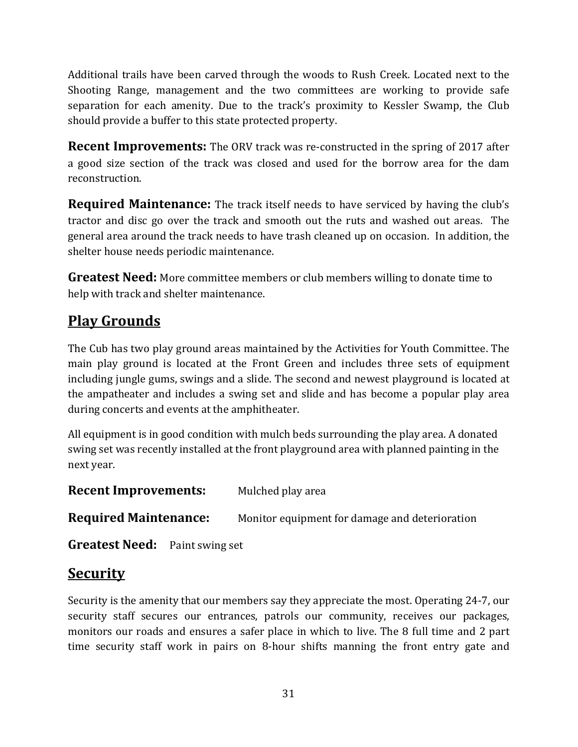Additional trails have been carved through the woods to Rush Creek. Located next to the Shooting Range, management and the two committees are working to provide safe separation for each amenity. Due to the track's proximity to Kessler Swamp, the Club should provide a buffer to this state protected property.

**Recent Improvements:** The ORV track was re-constructed in the spring of 2017 after a good size section of the track was closed and used for the borrow area for the dam reconstruction.

**Required Maintenance:** The track itself needs to have serviced by having the club's tractor and disc go over the track and smooth out the ruts and washed out areas. The general area around the track needs to have trash cleaned up on occasion. In addition, the shelter house needs periodic maintenance.

**Greatest Need:** More committee members or club members willing to donate time to help with track and shelter maintenance.

## Play Grounds

The Cub has two play ground areas maintained by the Activities for Youth Committee. The main play ground is located at the Front Green and includes three sets of equipment including jungle gums, swings and a slide. The second and newest playground is located at the ampatheater and includes a swing set and slide and has become a popular play area during concerts and events at the amphitheater.

All equipment is in good condition with mulch beds surrounding the play area. A donated swing set was recently installed at the front playground area with planned painting in the next year.

**Recent Improvements:** Mulched play area

**Required Maintenance:** Monitor equipment for damage and deterioration

**Greatest Need:** Paint swing set

## Security

Security is the amenity that our members say they appreciate the most. Operating 24-7, our security staff secures our entrances, patrols our community, receives our packages, monitors our roads and ensures a safer place in which to live. The 8 full time and 2 part time security staff work in pairs on 8-hour shifts manning the front entry gate and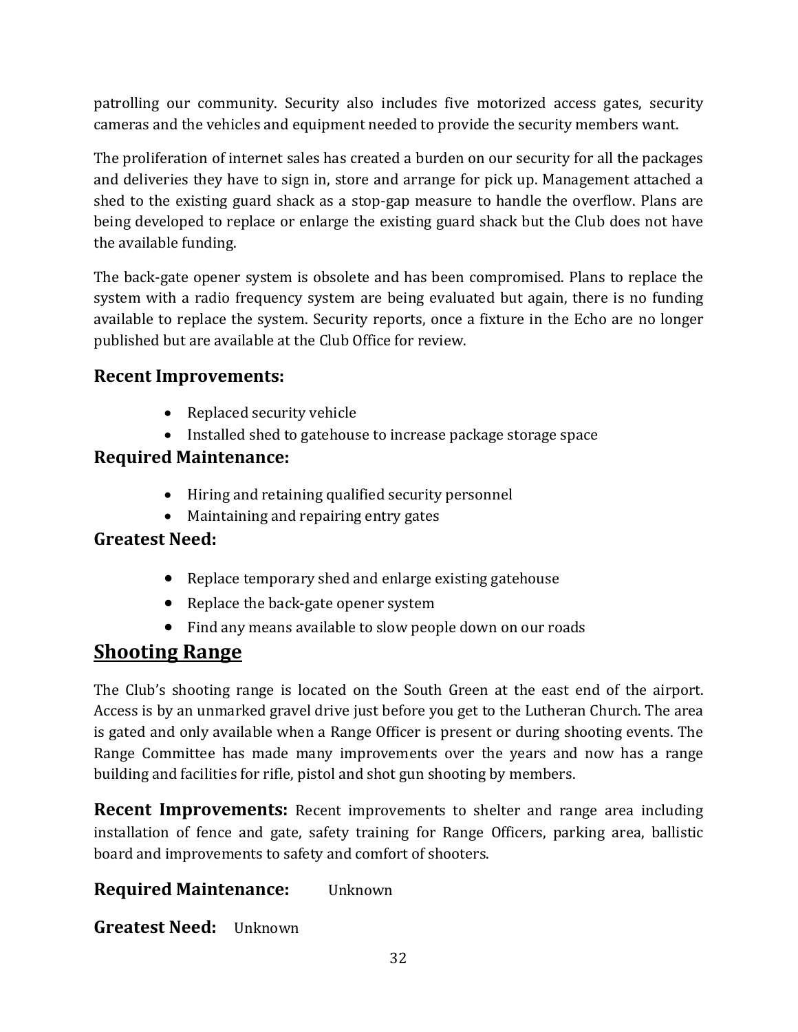patrolling our community. Security also includes five motorized access gates, security cameras and the vehicles and equipment needed to provide the security members want.

The proliferation of internet sales has created a burden on our security for all the packages and deliveries they have to sign in, store and arrange for pick up. Management attached a shed to the existing guard shack as a stop-gap measure to handle the overflow. Plans are being developed to replace or enlarge the existing guard shack but the Club does not have the available funding.

The back-gate opener system is obsolete and has been compromised. Plans to replace the system with a radio frequency system are being evaluated but again, there is no funding available to replace the system. Security reports, once a fixture in the Echo are no longer published but are available at the Club Office for review.

### Recent Improvements:

- Replaced security vehicle
- Installed shed to gatehouse to increase package storage space

### Required Maintenance:

- Hiring and retaining qualified security personnel
- Maintaining and repairing entry gates

### Greatest Need:

- Replace temporary shed and enlarge existing gatehouse
- Replace the back-gate opener system
- Find any means available to slow people down on our roads

## Shooting Range

The Club's shooting range is located on the South Green at the east end of the airport. Access is by an unmarked gravel drive just before you get to the Lutheran Church. The area is gated and only available when a Range Officer is present or during shooting events. The Range Committee has made many improvements over the years and now has a range building and facilities for rifle, pistol and shot gun shooting by members.

**Recent Improvements:** Recent improvements to shelter and range area including installation of fence and gate, safety training for Range Officers, parking area, ballistic board and improvements to safety and comfort of shooters.

**Required Maintenance:** Unknown

**Greatest Need:** Unknown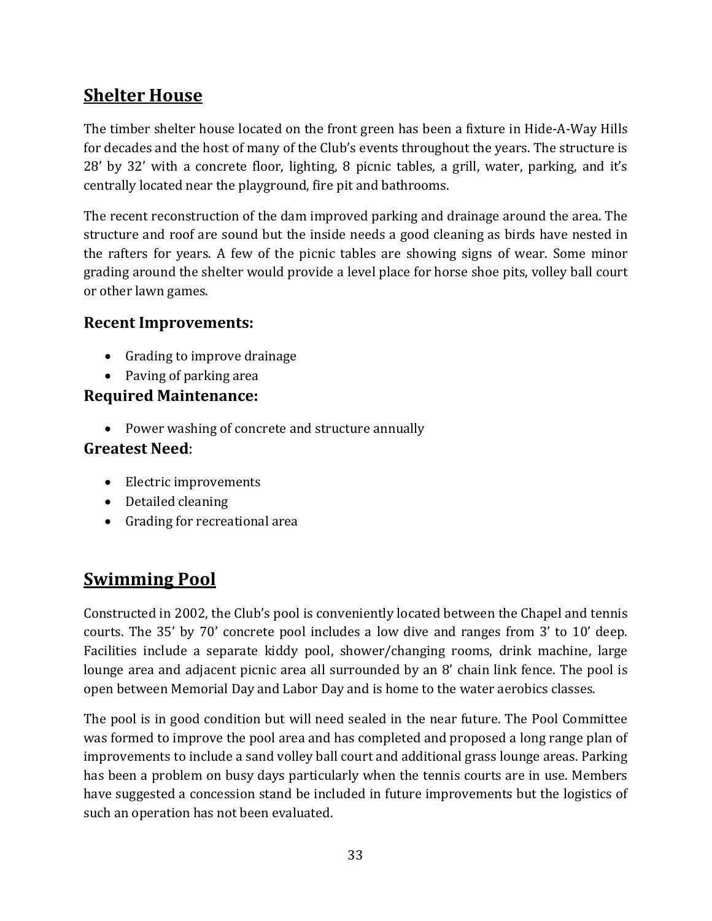## Shelter House

The timber shelter house located on the front green has been a fixture in Hide-A-Way Hills for decades and the host of many of the Club's events throughout the years. The structure is 28' by 32' with a concrete floor, lighting, 8 picnic tables, a grill, water, parking, and it's centrally located near the playground, fire pit and bathrooms.

The recent reconstruction of the dam improved parking and drainage around the area. The structure and roof are sound but the inside needs a good cleaning as birds have nested in the rafters for years. A few of the picnic tables are showing signs of wear. Some minor grading around the shelter would provide a level place for horse shoe pits, volley ball court or other lawn games.

### Recent Improvements:

- Grading to improve drainage
- Paving of parking area

### Required Maintenance:

- Power washing of concrete and structure annually

### Greatest Need:

- Electric improvements
- Detailed cleaning
- Grading for recreational area

## Swimming Pool

Constructed in 2002, the Club's pool is conveniently located between the Chapel and tennis courts. The 35' by 70' concrete pool includes a low dive and ranges from 3' to 10' deep. Facilities include a separate kiddy pool, shower/changing rooms, drink machine, large lounge area and adjacent picnic area all surrounded by an 8' chain link fence. The pool is open between Memorial Day and Labor Day and is home to the water aerobics classes.

The pool is in good condition but will need sealed in the near future. The Pool Committee was formed to improve the pool area and has completed and proposed a long range plan of improvements to include a sand volley ball court and additional grass lounge areas. Parking has been a problem on busy days particularly when the tennis courts are in use. Members have suggested a concession stand be included in future improvements but the logistics of such an operation has not been evaluated.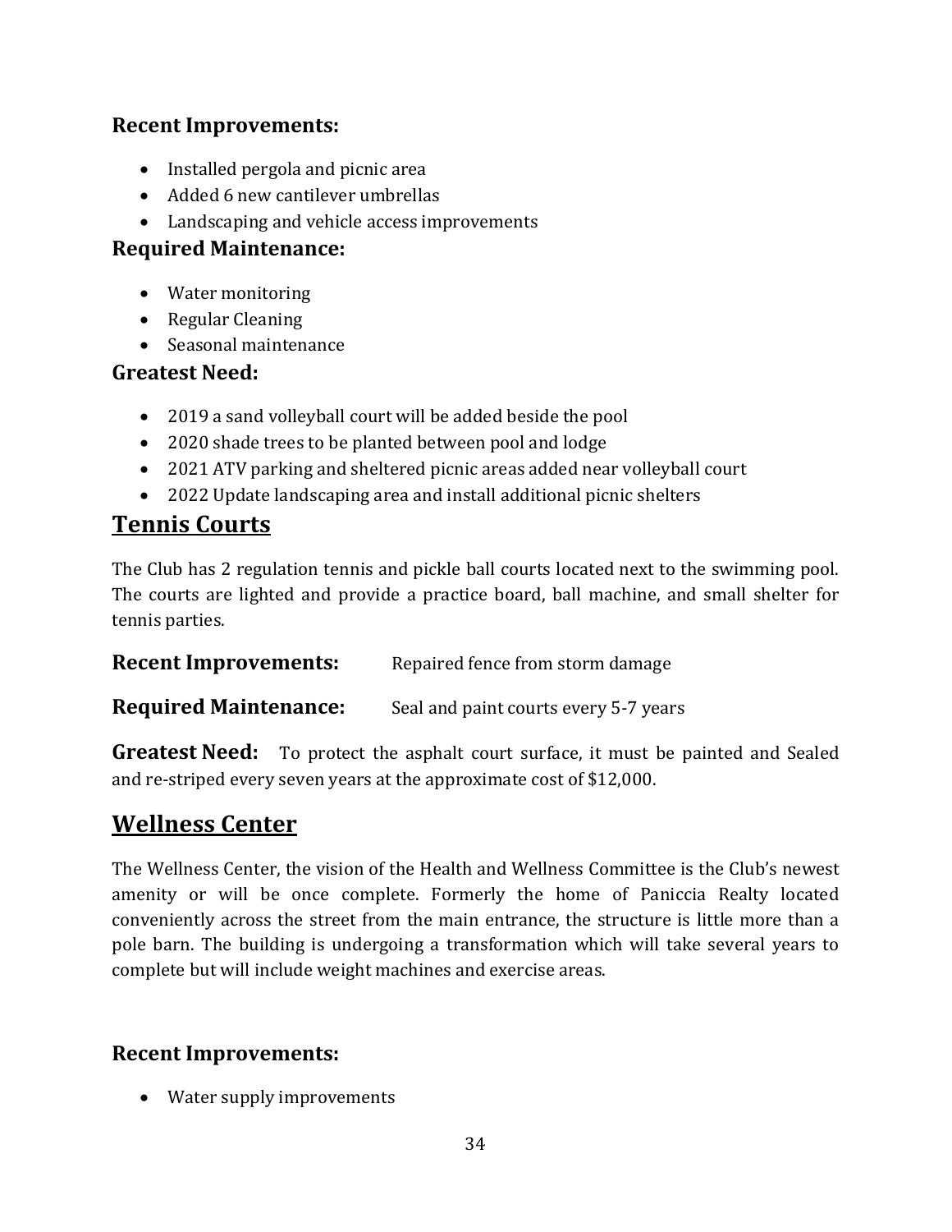### Recent Improvements:

- Installed pergola and picnic area
- Added 6 new cantilever umbrellas
- Landscaping and vehicle access improvements

### Required Maintenance:

- Water monitoring
- Regular Cleaning
- Seasonal maintenance

### Greatest Need:

- 2019 a sand volleyball court will be added beside the pool
- 2020 shade trees to be planted between pool and lodge
- 2021 ATV parking and sheltered picnic areas added near volleyball court
- 2022 Update landscaping area and install additional picnic shelters

## Tennis Courts

The Club has 2 regulation tennis and pickle ball courts located next to the swimming pool. The courts are lighted and provide a practice board, ball machine, and small shelter for tennis parties.

**Recent Improvements:** Repaired fence from storm damage

**Required Maintenance:** Seal and paint courts every 5-7 years

**Greatest Need:** To protect the asphalt court surface, it must be painted and Sealed and re-striped every seven years at the approximate cost of $12,000.

## Wellness Center

The Wellness Center, the vision of the Health and Wellness Committee is the Club's newest amenity or will be once complete. Formerly the home of Paniccia Realty located conveniently across the street from the main entrance, the structure is little more than a pole barn. The building is undergoing a transformation which will take several years to complete but will include weight machines and exercise areas.

### Recent Improvements:

- Water supply improvements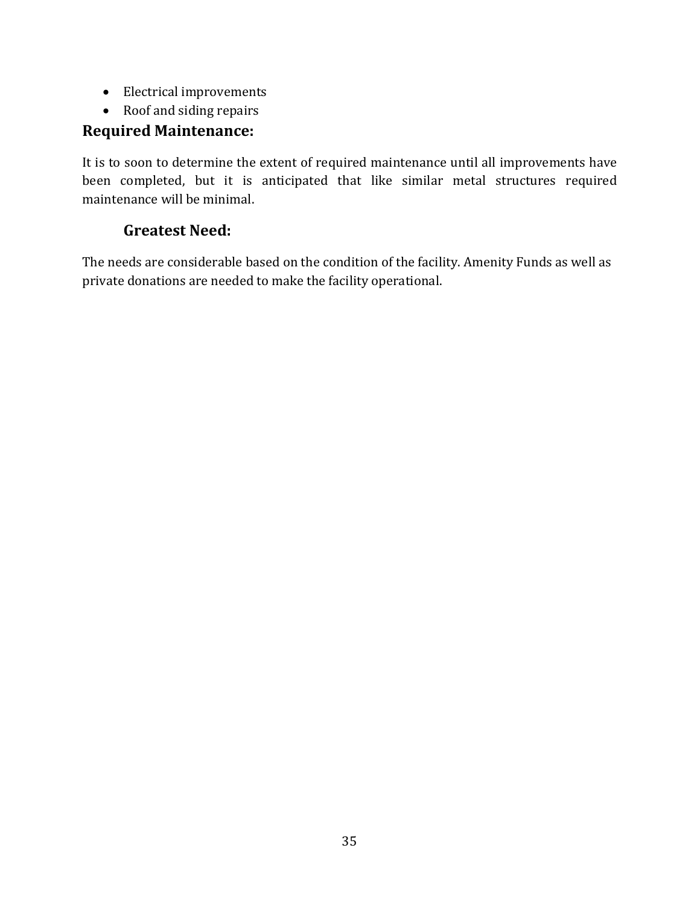- Electrical improvements
- Roof and siding repairs

## Required Maintenance:

It is to soon to determine the extent of required maintenance until all improvements have been completed, but it is anticipated that like similar metal structures required maintenance will be minimal.

### Greatest Need:

The needs are considerable based on the condition of the facility. Amenity Funds as well as private donations are needed to make the facility operational.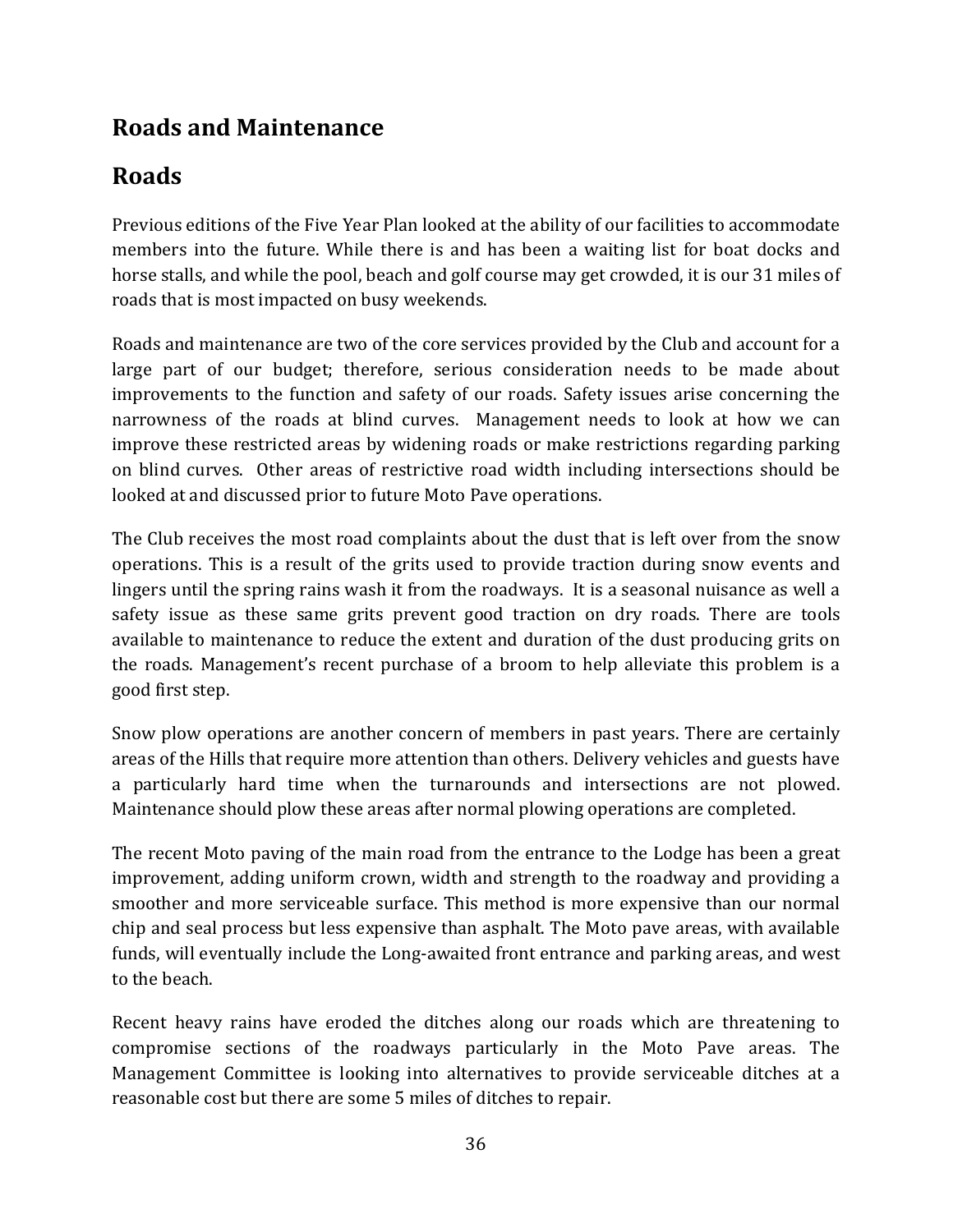# Roads and Maintenance

## Roads

Previous editions of the Five Year Plan looked at the ability of our facilities to accommodate members into the future. While there is and has been a waiting list for boat docks and horse stalls, and while the pool, beach and golf course may get crowded, it is our 31 miles of roads that is most impacted on busy weekends.

Roads and maintenance are two of the core services provided by the Club and account for a large part of our budget; therefore, serious consideration needs to be made about improvements to the function and safety of our roads. Safety issues arise concerning the narrowness of the roads at blind curves. Management needs to look at how we can improve these restricted areas by widening roads or make restrictions regarding parking on blind curves. Other areas of restrictive road width including intersections should be looked at and discussed prior to future Moto Pave operations.

The Club receives the most road complaints about the dust that is left over from the snow operations. This is a result of the grits used to provide traction during snow events and lingers until the spring rains wash it from the roadways. It is a seasonal nuisance as well a safety issue as these same grits prevent good traction on dry roads. There are tools available to maintenance to reduce the extent and duration of the dust producing grits on the roads. Management's recent purchase of a broom to help alleviate this problem is a good first step.

Snow plow operations are another concern of members in past years. There are certainly areas of the Hills that require more attention than others. Delivery vehicles and guests have a particularly hard time when the turnarounds and intersections are not plowed. Maintenance should plow these areas after normal plowing operations are completed.

The recent Moto paving of the main road from the entrance to the Lodge has been a great improvement, adding uniform crown, width and strength to the roadway and providing a smoother and more serviceable surface. This method is more expensive than our normal chip and seal process but less expensive than asphalt. The Moto pave areas, with available funds, will eventually include the Long-awaited front entrance and parking areas, and west to the beach.

Recent heavy rains have eroded the ditches along our roads which are threatening to compromise sections of the roadways particularly in the Moto Pave areas. The Management Committee is looking into alternatives to provide serviceable ditches at a reasonable cost but there are some 5 miles of ditches to repair.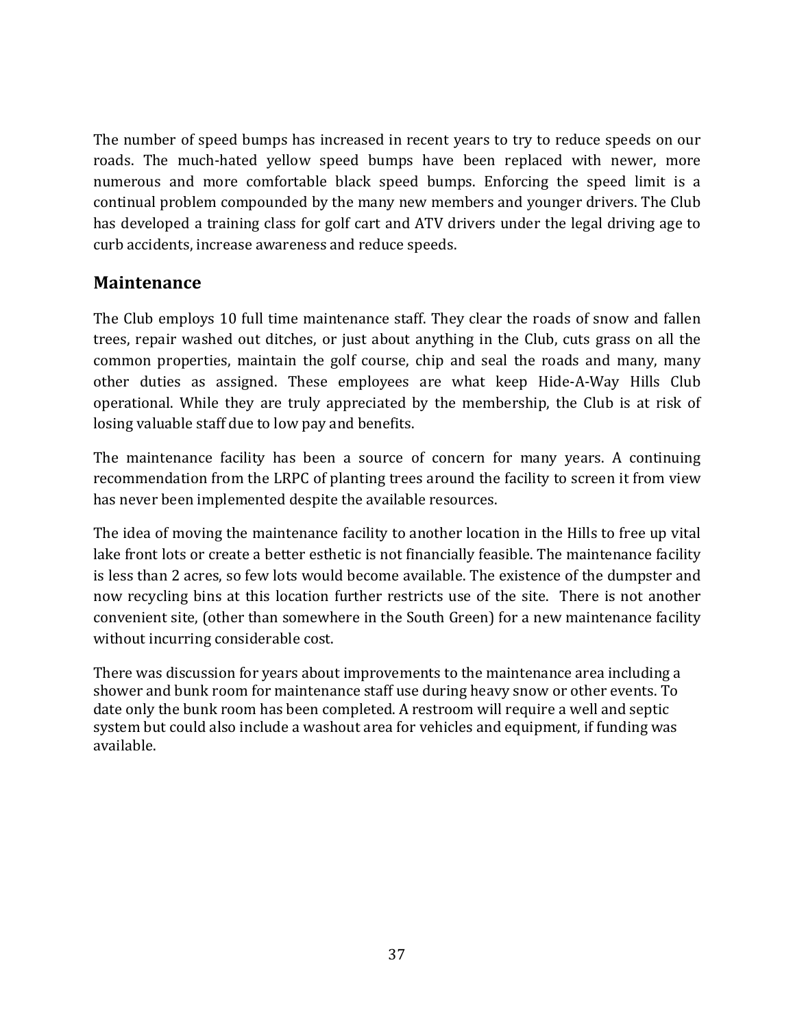The number of speed bumps has increased in recent years to try to reduce speeds on our roads. The much-hated yellow speed bumps have been replaced with newer, more numerous and more comfortable black speed bumps. Enforcing the speed limit is a continual problem compounded by the many new members and younger drivers. The Club has developed a training class for golf cart and ATV drivers under the legal driving age to curb accidents, increase awareness and reduce speeds.

## Maintenance

The Club employs 10 full time maintenance staff. They clear the roads of snow and fallen trees, repair washed out ditches, or just about anything in the Club, cuts grass on all the common properties, maintain the golf course, chip and seal the roads and many, many other duties as assigned. These employees are what keep Hide-A-Way Hills Club operational. While they are truly appreciated by the membership, the Club is at risk of losing valuable staff due to low pay and benefits.

The maintenance facility has been a source of concern for many years. A continuing recommendation from the LRPC of planting trees around the facility to screen it from view has never been implemented despite the available resources.

The idea of moving the maintenance facility to another location in the Hills to free up vital lake front lots or create a better esthetic is not financially feasible. The maintenance facility is less than 2 acres, so few lots would become available. The existence of the dumpster and now recycling bins at this location further restricts use of the site. There is not another convenient site, (other than somewhere in the South Green) for a new maintenance facility without incurring considerable cost.

There was discussion for years about improvements to the maintenance area including a shower and bunk room for maintenance staff use during heavy snow or other events. To date only the bunk room has been completed. A restroom will require a well and septic system but could also include a washout area for vehicles and equipment, if funding was available.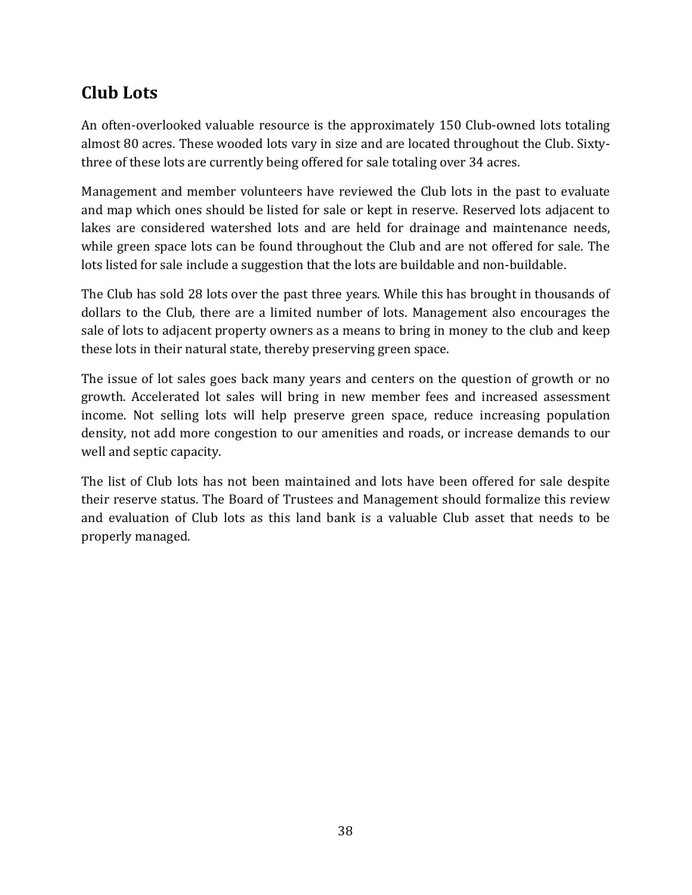## Club Lots

An often-overlooked valuable resource is the approximately 150 Club-owned lots totaling almost 80 acres. These wooded lots vary in size and are located throughout the Club. Sixty-three of these lots are currently being offered for sale totaling over 34 acres.

Management and member volunteers have reviewed the Club lots in the past to evaluate and map which ones should be listed for sale or kept in reserve. Reserved lots adjacent to lakes are considered watershed lots and are held for drainage and maintenance needs, while green space lots can be found throughout the Club and are not offered for sale. The lots listed for sale include a suggestion that the lots are buildable and non-buildable.

The Club has sold 28 lots over the past three years. While this has brought in thousands of dollars to the Club, there are a limited number of lots. Management also encourages the sale of lots to adjacent property owners as a means to bring in money to the club and keep these lots in their natural state, thereby preserving green space.

The issue of lot sales goes back many years and centers on the question of growth or no growth. Accelerated lot sales will bring in new member fees and increased assessment income. Not selling lots will help preserve green space, reduce increasing population density, not add more congestion to our amenities and roads, or increase demands to our well and septic capacity.

The list of Club lots has not been maintained and lots have been offered for sale despite their reserve status. The Board of Trustees and Management should formalize this review and evaluation of Club lots as this land bank is a valuable Club asset that needs to be properly managed.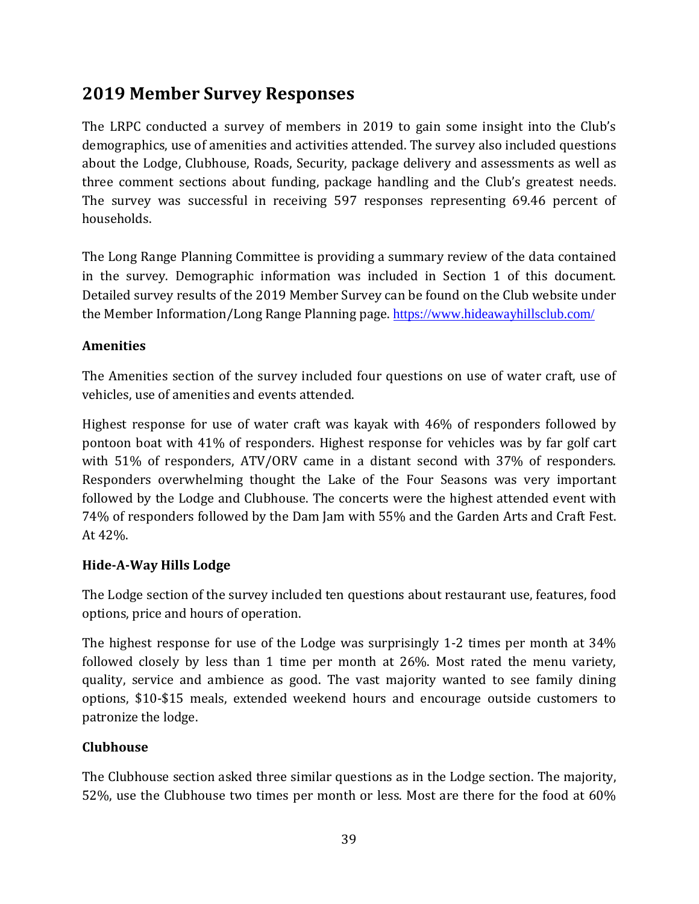## 2019 Member Survey Responses

The LRPC conducted a survey of members in 2019 to gain some insight into the Club's demographics, use of amenities and activities attended. The survey also included questions about the Lodge, Clubhouse, Roads, Security, package delivery and assessments as well as three comment sections about funding, package handling and the Club's greatest needs. The survey was successful in receiving 597 responses representing 69.46 percent of households.

The Long Range Planning Committee is providing a summary review of the data contained in the survey. Demographic information was included in Section 1 of this document. Detailed survey results of the 2019 Member Survey can be found on the Club website under the Member Information/Long Range Planning page. https://www.hideawayhillsclub.com/

**Amenities**

The Amenities section of the survey included four questions on use of water craft, use of vehicles, use of amenities and events attended.

Highest response for use of water craft was kayak with 46% of responders followed by pontoon boat with 41% of responders. Highest response for vehicles was by far golf cart with 51% of responders, ATV/ORV came in a distant second with 37% of responders. Responders overwhelming thought the Lake of the Four Seasons was very important followed by the Lodge and Clubhouse. The concerts were the highest attended event with 74% of responders followed by the Dam Jam with 55% and the Garden Arts and Craft Fest. At 42%.

**Hide-A-Way Hills Lodge**

The Lodge section of the survey included ten questions about restaurant use, features, food options, price and hours of operation.

The highest response for use of the Lodge was surprisingly 1-2 times per month at 34% followed closely by less than 1 time per month at 26%. Most rated the menu variety, quality, service and ambience as good. The vast majority wanted to see family dining options, $10-$15 meals, extended weekend hours and encourage outside customers to patronize the lodge.

**Clubhouse**

The Clubhouse section asked three similar questions as in the Lodge section. The majority, 52%, use the Clubhouse two times per month or less. Most are there for the food at 60%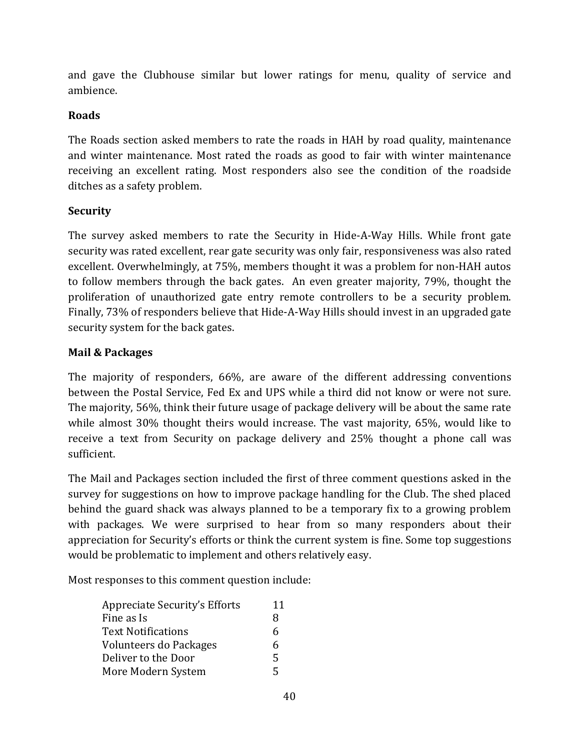and gave the Clubhouse similar but lower ratings for menu, quality of service and ambience.

### Roads

The Roads section asked members to rate the roads in HAH by road quality, maintenance and winter maintenance. Most rated the roads as good to fair with winter maintenance receiving an excellent rating. Most responders also see the condition of the roadside ditches as a safety problem.

### Security

The survey asked members to rate the Security in Hide-A-Way Hills. While front gate security was rated excellent, rear gate security was only fair, responsiveness was also rated excellent. Overwhelmingly, at 75%, members thought it was a problem for non-HAH autos to follow members through the back gates. An even greater majority, 79%, thought the proliferation of unauthorized gate entry remote controllers to be a security problem. Finally, 73% of responders believe that Hide-A-Way Hills should invest in an upgraded gate security system for the back gates.

### Mail & Packages

The majority of responders, 66%, are aware of the different addressing conventions between the Postal Service, Fed Ex and UPS while a third did not know or were not sure. The majority, 56%, think their future usage of package delivery will be about the same rate while almost 30% thought theirs would increase. The vast majority, 65%, would like to receive a text from Security on package delivery and 25% thought a phone call was sufficient.

The Mail and Packages section included the first of three comment questions asked in the survey for suggestions on how to improve package handling for the Club. The shed placed behind the guard shack was always planned to be a temporary fix to a growing problem with packages. We were surprised to hear from so many responders about their appreciation for Security's efforts or think the current system is fine. Some top suggestions would be problematic to implement and others relatively easy.

Most responses to this comment question include:

| | |
|---|---|
| Appreciate Security's Efforts | 11 |
| Fine as Is | 8 |
| Text Notifications | 6 |
| Volunteers do Packages | 6 |
| Deliver to the Door | 5 |
| More Modern System | 5 |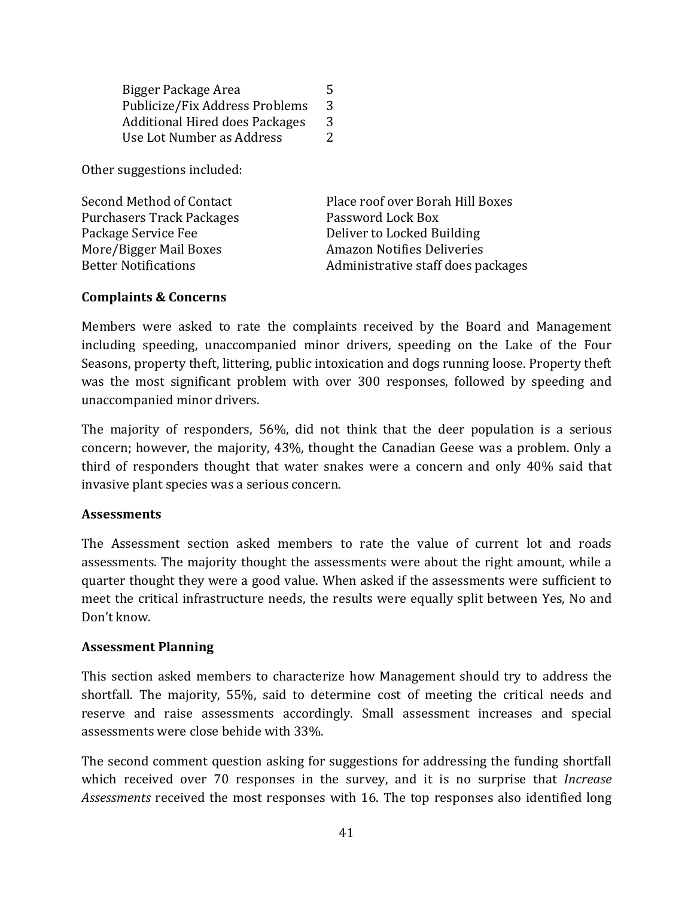| | |
|---|---|
| Bigger Package Area | 5 |
| Publicize/Fix Address Problems | 3 |
| Additional Hired does Packages | 3 |
| Use Lot Number as Address | 2 |

Other suggestions included:

| | |
|---|---|
| Second Method of Contact | Place roof over Borah Hill Boxes |
| Purchasers Track Packages | Password Lock Box |
| Package Service Fee | Deliver to Locked Building |
| More/Bigger Mail Boxes | Amazon Notifies Deliveries |
| Better Notifications | Administrative staff does packages |

**Complaints & Concerns**

Members were asked to rate the complaints received by the Board and Management including speeding, unaccompanied minor drivers, speeding on the Lake of the Four Seasons, property theft, littering, public intoxication and dogs running loose. Property theft was the most significant problem with over 300 responses, followed by speeding and unaccompanied minor drivers.

The majority of responders, 56%, did not think that the deer population is a serious concern; however, the majority, 43%, thought the Canadian Geese was a problem. Only a third of responders thought that water snakes were a concern and only 40% said that invasive plant species was a serious concern.

**Assessments**

The Assessment section asked members to rate the value of current lot and roads assessments. The majority thought the assessments were about the right amount, while a quarter thought they were a good value. When asked if the assessments were sufficient to meet the critical infrastructure needs, the results were equally split between Yes, No and Don't know.

**Assessment Planning**

This section asked members to characterize how Management should try to address the shortfall. The majority, 55%, said to determine cost of meeting the critical needs and reserve and raise assessments accordingly. Small assessment increases and special assessments were close behide with 33%.

The second comment question asking for suggestions for addressing the funding shortfall which received over 70 responses in the survey, and it is no surprise that *Increase Assessments* received the most responses with 16. The top responses also identified long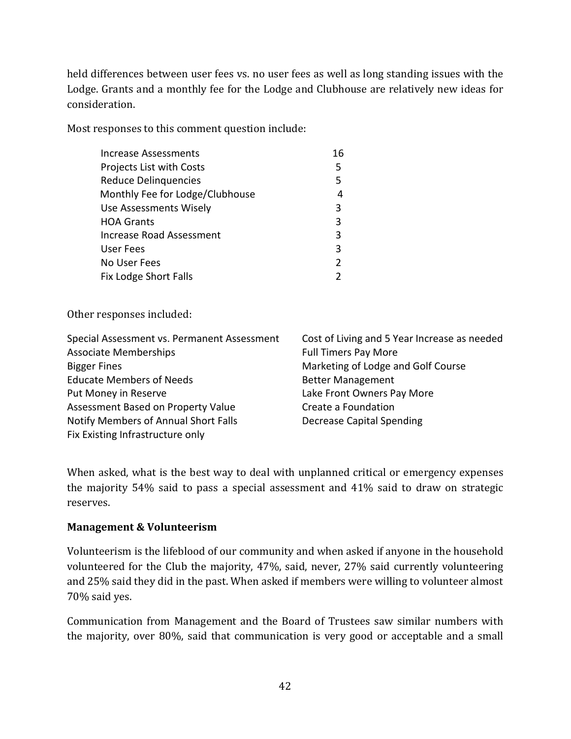held differences between user fees vs. no user fees as well as long standing issues with the Lodge. Grants and a monthly fee for the Lodge and Clubhouse are relatively new ideas for consideration.

Most responses to this comment question include:

| | |
|---|---|
| Increase Assessments | 16 |
| Projects List with Costs | 5 |
| Reduce Delinquencies | 5 |
| Monthly Fee for Lodge/Clubhouse | 4 |
| Use Assessments Wisely | 3 |
| HOA Grants | 3 |
| Increase Road Assessment | 3 |
| User Fees | 3 |
| No User Fees | 2 |
| Fix Lodge Short Falls | 2 |

Other responses included:

- Special Assessment vs. Permanent Assessment
- Associate Memberships
- Bigger Fines
- Educate Members of Needs
- Put Money in Reserve
- Assessment Based on Property Value
- Notify Members of Annual Short Falls
- Fix Existing Infrastructure only
- Cost of Living and 5 Year Increase as needed
- Full Timers Pay More
- Marketing of Lodge and Golf Course
- Better Management
- Lake Front Owners Pay More
- Create a Foundation
- Decrease Capital Spending

When asked, what is the best way to deal with unplanned critical or emergency expenses the majority 54% said to pass a special assessment and 41% said to draw on strategic reserves.

**Management & Volunteerism**

Volunteerism is the lifeblood of our community and when asked if anyone in the household volunteered for the Club the majority, 47%, said, never, 27% said currently volunteering and 25% said they did in the past. When asked if members were willing to volunteer almost 70% said yes.

Communication from Management and the Board of Trustees saw similar numbers with the majority, over 80%, said that communication is very good or acceptable and a small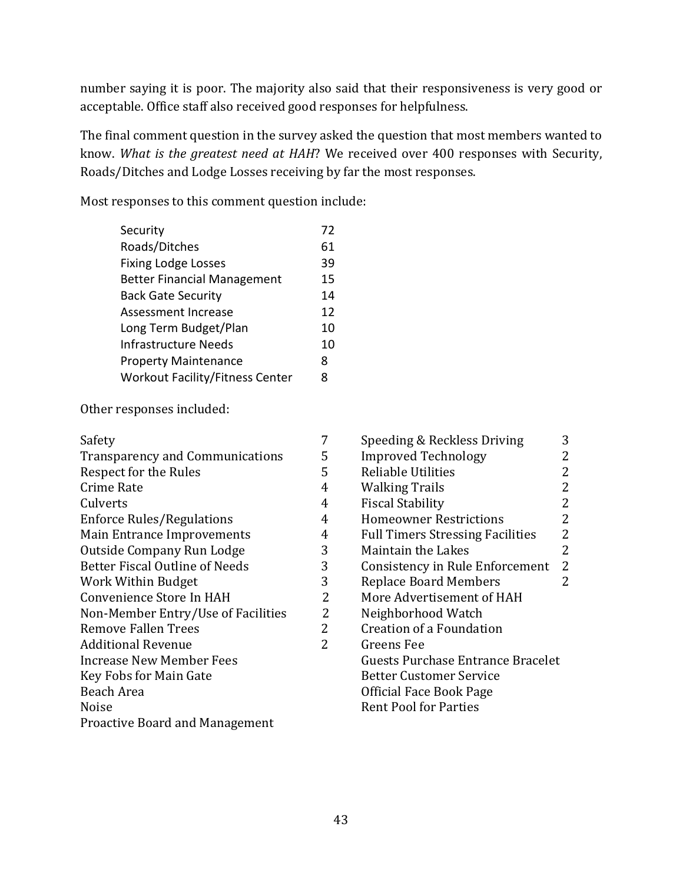number saying it is poor. The majority also said that their responsiveness is very good or acceptable. Office staff also received good responses for helpfulness.

The final comment question in the survey asked the question that most members wanted to know. *What is the greatest need at HAH*? We received over 400 responses with Security, Roads/Ditches and Lodge Losses receiving by far the most responses.

Most responses to this comment question include:

| | |
|---|---|
| Security | 72 |
| Roads/Ditches | 61 |
| Fixing Lodge Losses | 39 |
| Better Financial Management | 15 |
| Back Gate Security | 14 |
| Assessment Increase | 12 |
| Long Term Budget/Plan | 10 |
| Infrastructure Needs | 10 |
| Property Maintenance | 8 |
| Workout Facility/Fitness Center | 8 |

Other responses included:

| | | | |
|---|---|---|---|
| Safety | 7 | Speeding & Reckless Driving | 3 |
| Transparency and Communications | 5 | Improved Technology | 2 |
| Respect for the Rules | 5 | Reliable Utilities | 2 |
| Crime Rate | 4 | Walking Trails | 2 |
| Culverts | 4 | Fiscal Stability | 2 |
| Enforce Rules/Regulations | 4 | Homeowner Restrictions | 2 |
| Main Entrance Improvements | 4 | Full Timers Stressing Facilities | 2 |
| Outside Company Run Lodge | 3 | Maintain the Lakes | 2 |
| Better Fiscal Outline of Needs | 3 | Consistency in Rule Enforcement | 2 |
| Work Within Budget | 3 | Replace Board Members | 2 |
| Convenience Store In HAH | 2 | More Advertisement of HAH | |
| Non-Member Entry/Use of Facilities | 2 | Neighborhood Watch | |
| Remove Fallen Trees | 2 | Creation of a Foundation | |
| Additional Revenue | 2 | Greens Fee | |
| Increase New Member Fees | | Guests Purchase Entrance Bracelet | |
| Key Fobs for Main Gate | | Better Customer Service | |
| Beach Area | | Official Face Book Page | |
| Noise | | Rent Pool for Parties | |
| Proactive Board and Management | | | |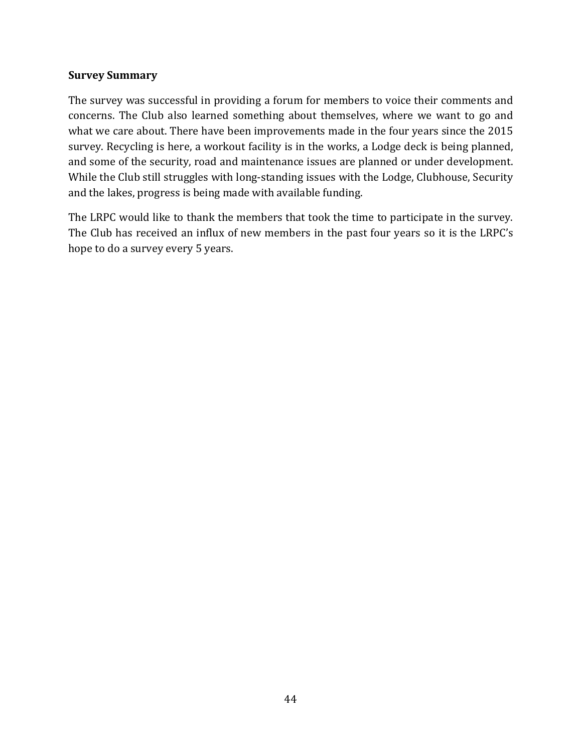**Survey Summary**

The survey was successful in providing a forum for members to voice their comments and concerns. The Club also learned something about themselves, where we want to go and what we care about. There have been improvements made in the four years since the 2015 survey. Recycling is here, a workout facility is in the works, a Lodge deck is being planned, and some of the security, road and maintenance issues are planned or under development. While the Club still struggles with long-standing issues with the Lodge, Clubhouse, Security and the lakes, progress is being made with available funding.

The LRPC would like to thank the members that took the time to participate in the survey. The Club has received an influx of new members in the past four years so it is the LRPC's hope to do a survey every 5 years.